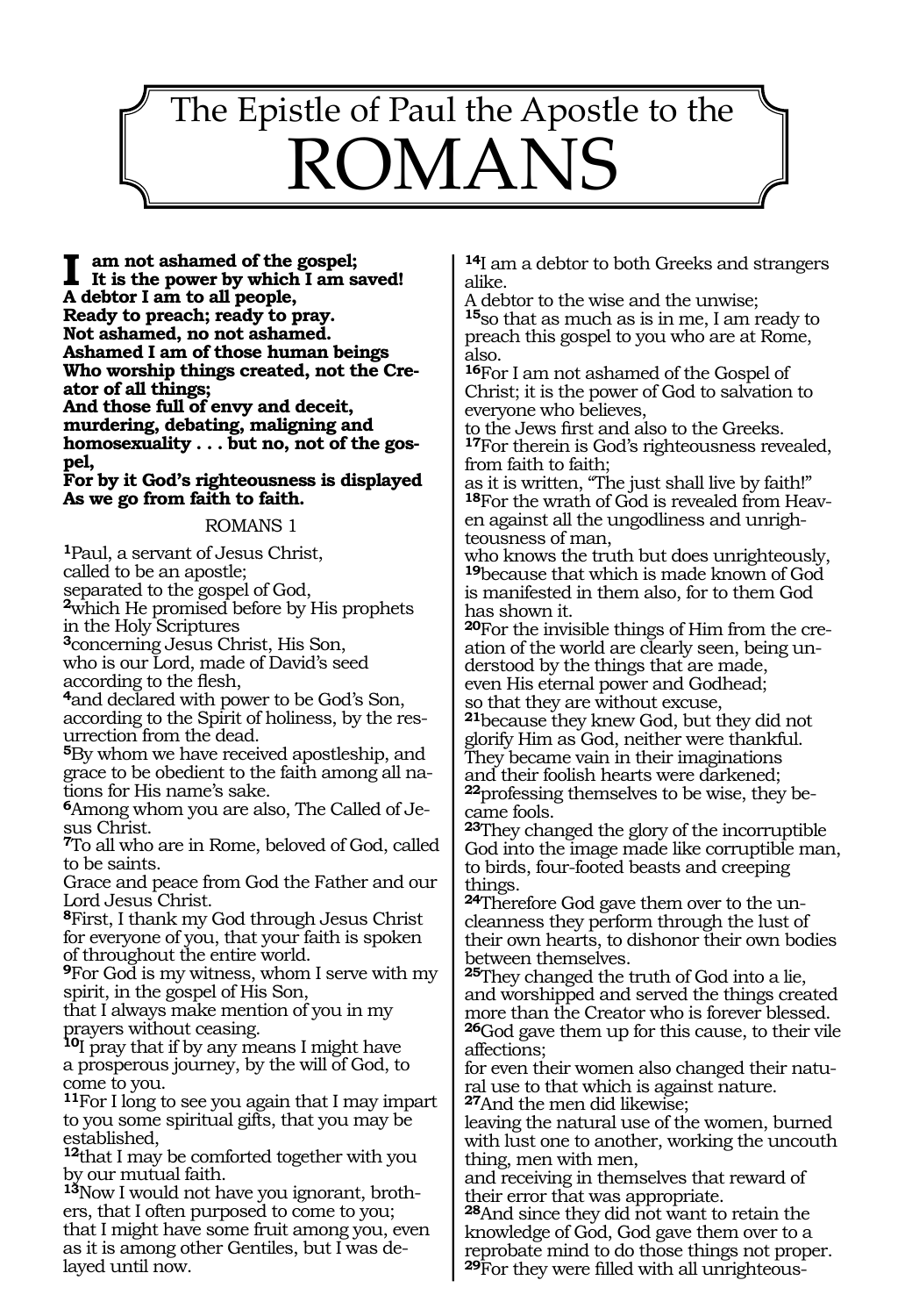# The Epistle of Paul the Apostle to the ROMANS

**I am not ashamed of the gospel;**
**It is the power by which I am saved!**
**A debtor I am to all people,**
**Ready to preach; ready to pray.**
**Not ashamed, no not ashamed.**
**Ashamed I am of those human beings**
**Who worship things created, not the Creator of all things;**
**And those full of envy and deceit, murdering, debating, maligning and homosexuality . . . but no, not of the gospel,**
**For by it God's righteousness is displayed**
**As we go from faith to faith.**

## ROMANS 1

**1**Paul, a servant of Jesus Christ,
called to be an apostle;
separated to the gospel of God,
**2**which He promised before by His prophets in the Holy Scriptures
**3**concerning Jesus Christ, His Son,
who is our Lord, made of David's seed according to the flesh,
**4**and declared with power to be God's Son, according to the Spirit of holiness, by the resurrection from the dead.
**5**By whom we have received apostleship, and grace to be obedient to the faith among all nations for His name's sake.
**6**Among whom you are also, The Called of Jesus Christ.
**7**To all who are in Rome, beloved of God, called to be saints.
Grace and peace from God the Father and our Lord Jesus Christ.
**8**First, I thank my God through Jesus Christ for everyone of you, that your faith is spoken of throughout the entire world.
**9**For God is my witness, whom I serve with my spirit, in the gospel of His Son,
that I always make mention of you in my prayers without ceasing.
**10**I pray that if by any means I might have a prosperous journey, by the will of God, to come to you.
**11**For I long to see you again that I may impart to you some spiritual gifts, that you may be established,
**12**that I may be comforted together with you by our mutual faith.
**13**Now I would not have you ignorant, brothers, that I often purposed to come to you;
that I might have some fruit among you, even as it is among other Gentiles, but I was delayed until now.
**14**I am a debtor to both Greeks and strangers alike.
A debtor to the wise and the unwise;
**15**so that as much as is in me, I am ready to preach this gospel to you who are at Rome, also.
**16**For I am not ashamed of the Gospel of Christ; it is the power of God to salvation to everyone who believes,
to the Jews first and also to the Greeks.
**17**For therein is God's righteousness revealed, from faith to faith;
as it is written, "The just shall live by faith!"
**18**For the wrath of God is revealed from Heaven against all the ungodliness and unrighteousness of man,
who knows the truth but does unrighteously,
**19**because that which is made known of God is manifested in them also, for to them God has shown it.
**20**For the invisible things of Him from the creation of the world are clearly seen, being understood by the things that are made,
even His eternal power and Godhead;
so that they are without excuse,
**21**because they knew God, but they did not glorify Him as God, neither were thankful.
They became vain in their imaginations
and their foolish hearts were darkened;
**22**professing themselves to be wise, they became fools.
**23**They changed the glory of the incorruptible God into the image made like corruptible man, to birds, four-footed beasts and creeping things.
**24**Therefore God gave them over to the uncleanness they perform through the lust of their own hearts, to dishonor their own bodies between themselves.
**25**They changed the truth of God into a lie, and worshipped and served the things created more than the Creator who is forever blessed.
**26**God gave them up for this cause, to their vile affections;
for even their women also changed their natural use to that which is against nature.
**27**And the men did likewise;
leaving the natural use of the women, burned with lust one to another, working the uncouth thing, men with men,
and receiving in themselves that reward of their error that was appropriate.
**28**And since they did not want to retain the knowledge of God, God gave them over to a reprobate mind to do those things not proper.
**29**For they were filled with all unrighteous-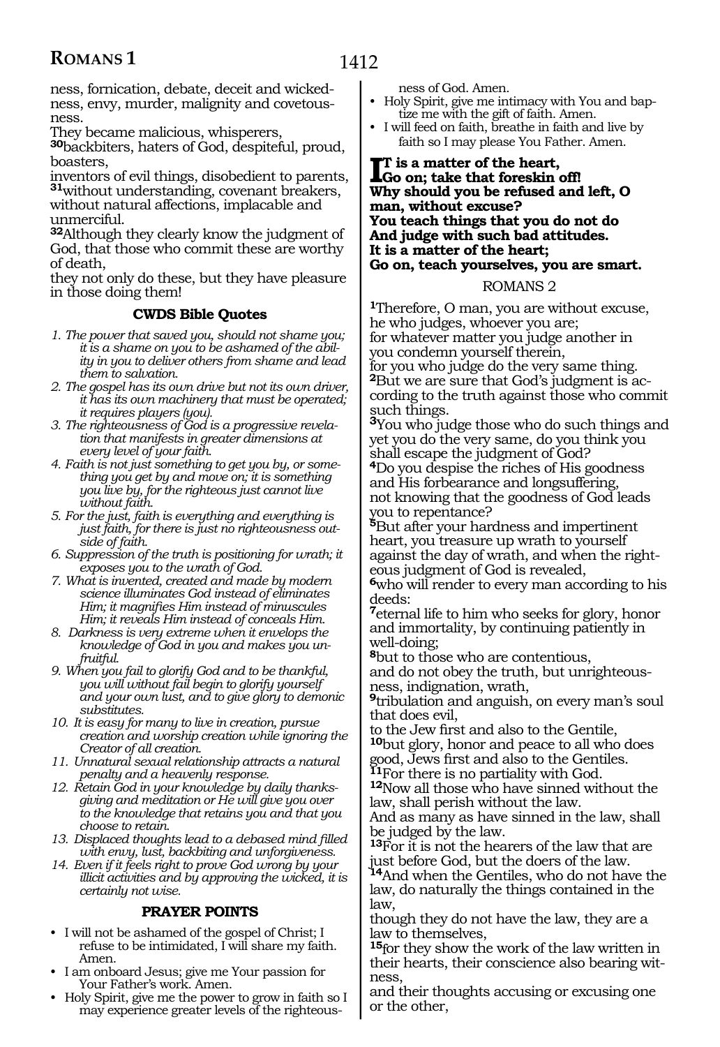ness, fornication, debate, deceit and wickedness, envy, murder, malignity and covetousness.
They became malicious, whisperers,
**30**backbiters, haters of God, despiteful, proud, boasters,
inventors of evil things, disobedient to parents,
**31**without understanding, covenant breakers, without natural affections, implacable and unmerciful.
**32**Although they clearly know the judgment of God, that those who commit these are worthy of death,
they not only do these, but they have pleasure in those doing them!

### CWDS Bible Quotes

1. *The power that saved you, should not shame you; it is a shame on you to be ashamed of the ability in you to deliver others from shame and lead them to salvation.*
2. *The gospel has its own drive but not its own driver, it has its own machinery that must be operated; it requires players (you).*
3. *The righteousness of God is a progressive revelation that manifests in greater dimensions at every level of your faith.*
4. *Faith is not just something to get you by, or something you get by and move on; it is something you live by, for the righteous just cannot live without faith.*
5. *For the just, faith is everything and everything is just faith, for there is just no righteousness outside of faith.*
6. *Suppression of the truth is positioning for wrath; it exposes you to the wrath of God.*
7. *What is invented, created and made by modern science illuminates God instead of eliminates Him; it magnifies Him instead of minuscules Him; it reveals Him instead of conceals Him.*
8. *Darkness is very extreme when it envelops the knowledge of God in you and makes you unfruitful.*
9. *When you fail to glorify God and to be thankful, you will without fail begin to glorify yourself and your own lust, and to give glory to demonic substitutes.*
10. *It is easy for many to live in creation, pursue creation and worship creation while ignoring the Creator of all creation.*
11. *Unnatural sexual relationship attracts a natural penalty and a heavenly response.*
12. *Retain God in your knowledge by daily thanksgiving and meditation or He will give you over to the knowledge that retains you and that you choose to retain.*
13. *Displaced thoughts lead to a debased mind filled with envy, lust, backbiting and unforgiveness.*
14. *Even if it feels right to prove God wrong by your illicit activities and by approving the wicked, it is certainly not wise.*

### PRAYER POINTS

- I will not be ashamed of the gospel of Christ; I refuse to be intimidated, I will share my faith. Amen.
- I am onboard Jesus; give me Your passion for Your Father's work. Amen.
- Holy Spirit, give me the power to grow in faith so I may experience greater levels of the righteousness of God. Amen.
- Holy Spirit, give me intimacy with You and baptize me with the gift of faith. Amen.
- I will feed on faith, breathe in faith and live by faith so I may please You Father. Amen.

**It is a matter of the heart,**
**Go on; take that foreskin off!**
**Why should you be refused and left, O man, without excuse?**
**You teach things that you do not do**
**And judge with such bad attitudes.**
**It is a matter of the heart;**
**Go on, teach yourselves, you are smart.**

## ROMANS 2

**1**Therefore, O man, you are without excuse, he who judges, whoever you are;
for whatever matter you judge another in you condemn yourself therein,
for you who judge do the very same thing.
**2**But we are sure that God's judgment is according to the truth against those who commit such things.
**3**You who judge those who do such things and yet you do the very same, do you think you shall escape the judgment of God?
**4**Do you despise the riches of His goodness and His forbearance and longsuffering,
not knowing that the goodness of God leads you to repentance?
**5**But after your hardness and impertinent heart, you treasure up wrath to yourself against the day of wrath, and when the righteous judgment of God is revealed,
**6**who will render to every man according to his deeds:
**7**eternal life to him who seeks for glory, honor and immortality, by continuing patiently in well-doing;
**8**but to those who are contentious,
and do not obey the truth, but unrighteousness, indignation, wrath,
**9**tribulation and anguish, on every man's soul that does evil,
to the Jew first and also to the Gentile,
**10**but glory, honor and peace to all who does good, Jews first and also to the Gentiles.
**11**For there is no partiality with God.
**12**Now all those who have sinned without the law, shall perish without the law.
And as many as have sinned in the law, shall be judged by the law.
**13**For it is not the hearers of the law that are just before God, but the doers of the law.
**14**And when the Gentiles, who do not have the law, do naturally the things contained in the law,
though they do not have the law, they are a law to themselves,
**15**for they show the work of the law written in their hearts, their conscience also bearing witness,
and their thoughts accusing or excusing one or the other,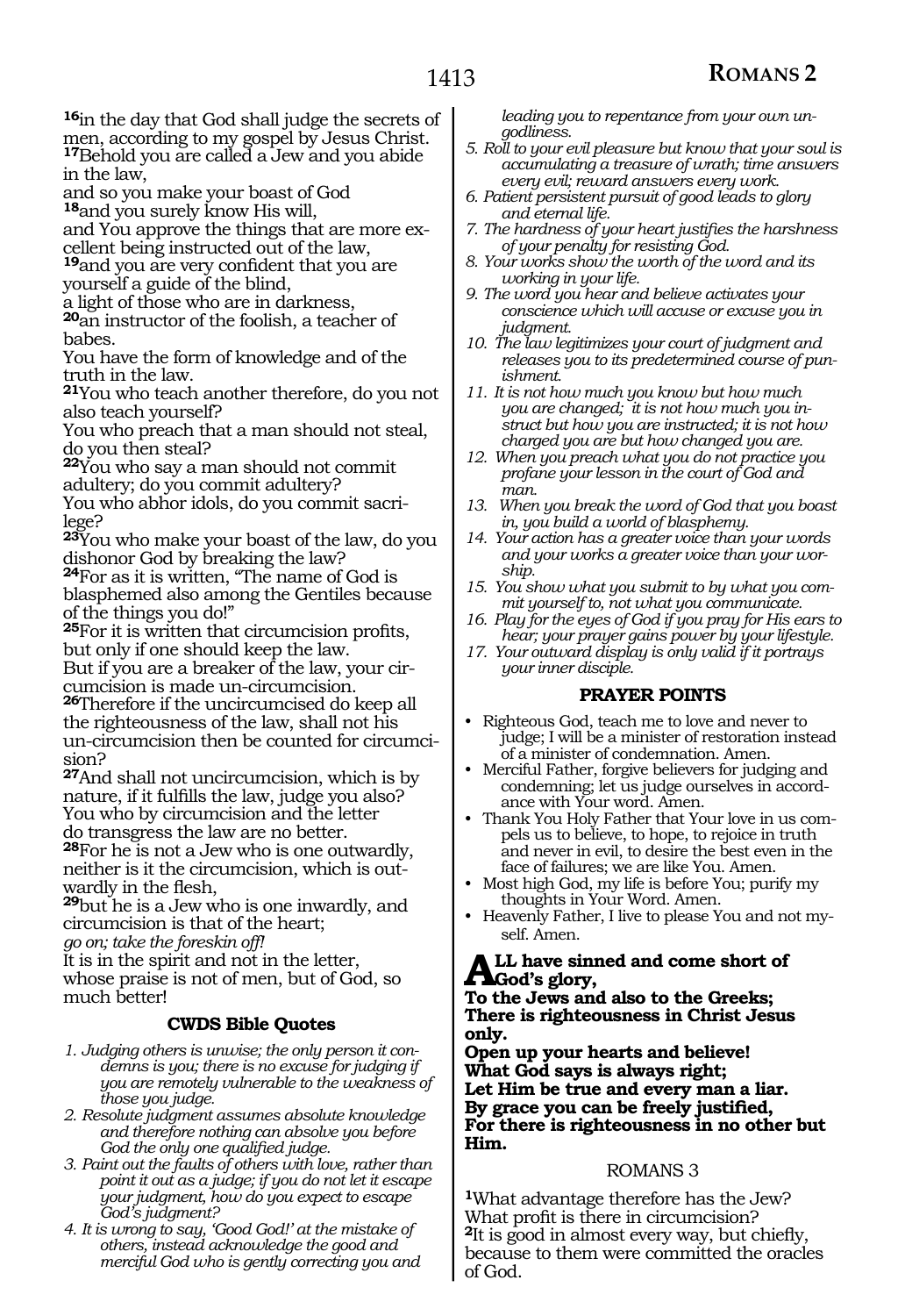**16**in the day that God shall judge the secrets of men, according to my gospel by Jesus Christ.
**17**Behold you are called a Jew and you abide in the law,
and so you make your boast of God
**18**and you surely know His will,
and You approve the things that are more excellent being instructed out of the law,
**19**and you are very confident that you are yourself a guide of the blind,
a light of those who are in darkness,
**20**an instructor of the foolish, a teacher of babes.
You have the form of knowledge and of the truth in the law.
**21**You who teach another therefore, do you not also teach yourself?
You who preach that a man should not steal, do you then steal?
**22**You who say a man should not commit adultery; do you commit adultery?
You who abhor idols, do you commit sacrilege?
**23**You who make your boast of the law, do you dishonor God by breaking the law?
**24**For as it is written, "The name of God is blasphemed also among the Gentiles because of the things you do!"
**25**For it is written that circumcision profits, but only if one should keep the law.
But if you are a breaker of the law, your circumcision is made un-circumcision.
**26**Therefore if the uncircumcised do keep all the righteousness of the law, shall not his un-circumcision then be counted for circumcision?
**27**And shall not uncircumcision, which is by nature, if it fulfills the law, judge you also?
You who by circumcision and the letter do transgress the law are no better.
**28**For he is not a Jew who is one outwardly, neither is it the circumcision, which is outwardly in the flesh,
**29**but he is a Jew who is one inwardly, and circumcision is that of the heart;
*go on; take the foreskin off!*
It is in the spirit and not in the letter,
whose praise is not of men, but of God, so much better!

### CWDS Bible Quotes

1. *Judging others is unwise; the only person it condemns is you; there is no excuse for judging if you are remotely vulnerable to the weakness of those you judge.*
2. *Resolute judgment assumes absolute knowledge and therefore nothing can absolve you before God the only one qualified judge.*
3. *Paint out the faults of others with love, rather than point it out as a judge; if you do not let it escape your judgment, how do you expect to escape God's judgment?*
4. *It is wrong to say, 'Good God!' at the mistake of others, instead acknowledge the good and merciful God who is gently correcting you and leading you to repentance from your own ungodliness.*
5. *Roll to your evil pleasure but know that your soul is accumulating a treasure of wrath; time answers every evil; reward answers every work.*
6. *Patient persistent pursuit of good leads to glory and eternal life.*
7. *The hardness of your heart justifies the harshness of your penalty for resisting God.*
8. *Your works show the worth of the word and its working in your life.*
9. *The word you hear and believe activates your conscience which will accuse or excuse you in judgment.*
10. *The law legitimizes your court of judgment and releases you to its predetermined course of punishment.*
11. *It is not how much you know but how much you are changed; it is not how much you instruct but how you are instructed; it is not how charged you are but how changed you are.*
12. *When you preach what you do not practice you profane your lesson in the court of God and man.*
13. *When you break the word of God that you boast in, you build a world of blasphemy.*
14. *Your action has a greater voice than your words and your works a greater voice than your worship.*
15. *You show what you submit to by what you commit yourself to, not what you communicate.*
16. *Play for the eyes of God if you pray for His ears to hear; your prayer gains power by your lifestyle.*
17. *Your outward display is only valid if it portrays your inner disciple.*

### PRAYER POINTS

- Righteous God, teach me to love and never to judge; I will be a minister of restoration instead of a minister of condemnation. Amen.
- Merciful Father, forgive believers for judging and condemning; let us judge ourselves in accordance with Your word. Amen.
- Thank You Holy Father that Your love in us compels us to believe, to hope, to rejoice in truth and never in evil, to desire the best even in the face of failures; we are like You. Amen.
- Most high God, my life is before You; purify my thoughts in Your Word. Amen.
- Heavenly Father, I live to please You and not myself. Amen.

**ALL have sinned and come short of God's glory,**
**To the Jews and also to the Greeks;**
**There is righteousness in Christ Jesus only.**
**Open up your hearts and believe!**
**What God says is always right;**
**Let Him be true and every man a liar.**
**By grace you can be freely justified,**
**For there is righteousness in no other but Him.**

## ROMANS 3

**1**What advantage therefore has the Jew?
What profit is there in circumcision?
**2**It is good in almost every way, but chiefly, because to them were committed the oracles of God.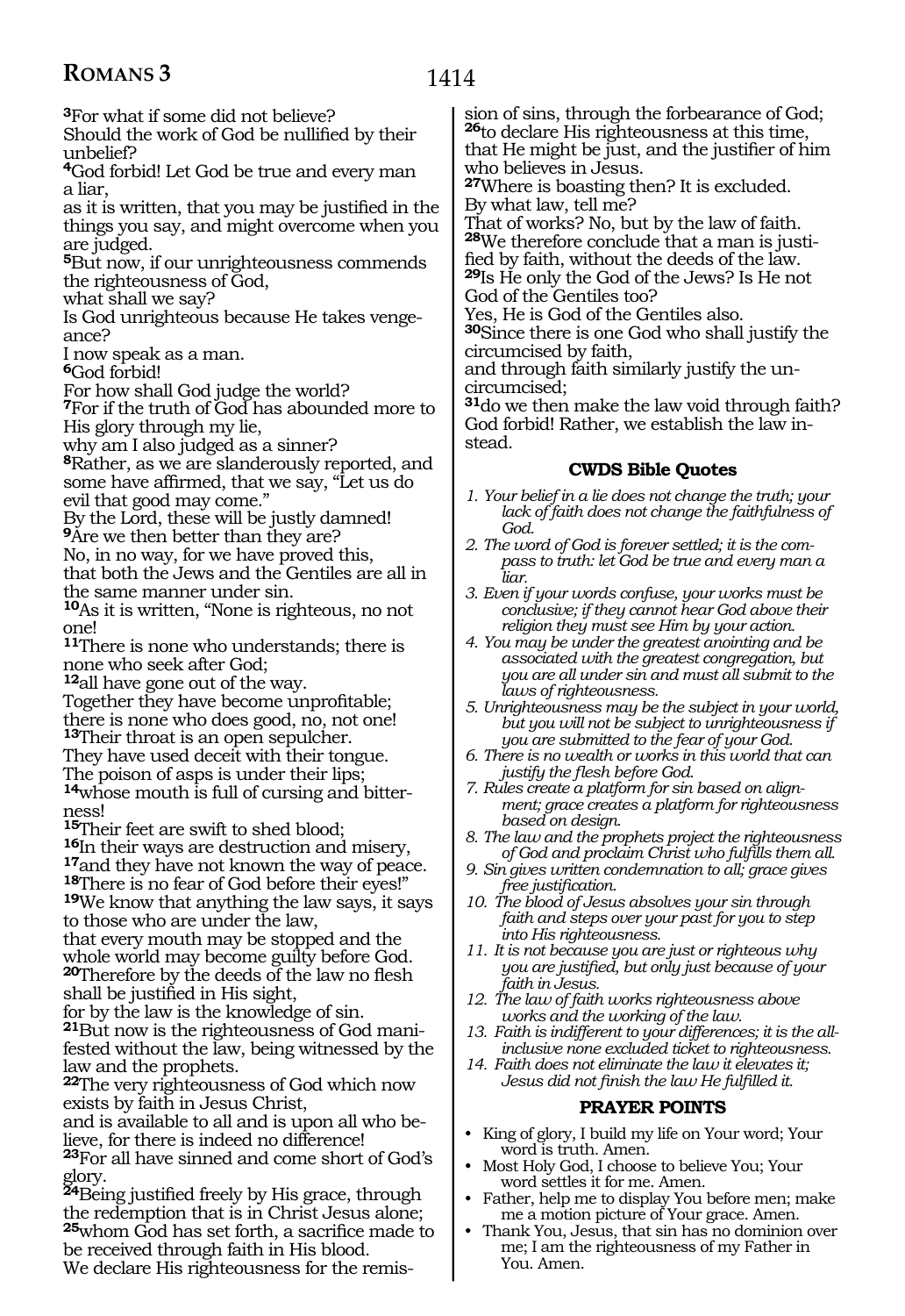**3**For what if some did not believe?
Should the work of God be nullified by their unbelief?
**4**God forbid! Let God be true and every man a liar,
as it is written, that you may be justified in the things you say, and might overcome when you are judged.
**5**But now, if our unrighteousness commends the righteousness of God,
what shall we say?
Is God unrighteous because He takes vengeance?
I now speak as a man.
**6**God forbid!
For how shall God judge the world?
**7**For if the truth of God has abounded more to His glory through my lie,
why am I also judged as a sinner?
**8**Rather, as we are slanderously reported, and some have affirmed, that we say, "Let us do evil that good may come."
By the Lord, these will be justly damned!
**9**Are we then better than they are?
No, in no way, for we have proved this,
that both the Jews and the Gentiles are all in the same manner under sin.
**10**As it is written, "None is righteous, no not one!
**11**There is none who understands; there is none who seek after God;
**12**all have gone out of the way.
Together they have become unprofitable;
there is none who does good, no, not one!
**13**Their throat is an open sepulcher.
They have used deceit with their tongue.
The poison of asps is under their lips;
**14**whose mouth is full of cursing and bitterness!
**15**Their feet are swift to shed blood;
**16**In their ways are destruction and misery,
**17**and they have not known the way of peace.
**18**There is no fear of God before their eyes!"
**19**We know that anything the law says, it says to those who are under the law,
that every mouth may be stopped and the whole world may become guilty before God.
**20**Therefore by the deeds of the law no flesh shall be justified in His sight,
for by the law is the knowledge of sin.
**21**But now is the righteousness of God manifested without the law, being witnessed by the law and the prophets.
**22**The very righteousness of God which now exists by faith in Jesus Christ,
and is available to all and is upon all who believe, for there is indeed no difference!
**23**For all have sinned and come short of God's glory.
**24**Being justified freely by His grace, through the redemption that is in Christ Jesus alone;
**25**whom God has set forth, a sacrifice made to be received through faith in His blood.
We declare His righteousness for the remission of sins, through the forbearance of God;
**26**to declare His righteousness at this time,
that He might be just, and the justifier of him who believes in Jesus.
**27**Where is boasting then? It is excluded.
By what law, tell me?
That of works? No, but by the law of faith.
**28**We therefore conclude that a man is justified by faith, without the deeds of the law.
**29**Is He only the God of the Jews? Is He not God of the Gentiles too?
Yes, He is God of the Gentiles also.
**30**Since there is one God who shall justify the circumcised by faith,
and through faith similarly justify the uncircumcised;
**31**do we then make the law void through faith?
God forbid! Rather, we establish the law instead.

### CWDS Bible Quotes

1. *Your belief in a lie does not change the truth; your lack of faith does not change the faithfulness of God.*
2. *The word of God is forever settled; it is the compass to truth: let God be true and every man a liar.*
3. *Even if your words confuse, your works must be conclusive; if they cannot hear God above their religion they must see Him by your action.*
4. *You may be under the greatest anointing and be associated with the greatest congregation, but you are all under sin and must all submit to the laws of righteousness.*
5. *Unrighteousness may be the subject in your world, but you will not be subject to unrighteousness if you are submitted to the fear of your God.*
6. *There is no wealth or works in this world that can justify the flesh before God.*
7. *Rules create a platform for sin based on alignment; grace creates a platform for righteousness based on design.*
8. *The law and the prophets project the righteousness of God and proclaim Christ who fulfills them all.*
9. *Sin gives written condemnation to all; grace gives free justification.*
10. *The blood of Jesus absolves your sin through faith and steps over your past for you to step into His righteousness.*
11. *It is not because you are just or righteous why you are justified, but only just because of your faith in Jesus.*
12. *The law of faith works righteousness above works and the working of the law.*
13. *Faith is indifferent to your differences; it is the all-inclusive none excluded ticket to righteousness.*
14. *Faith does not eliminate the law it elevates it; Jesus did not finish the law He fulfilled it.*

### PRAYER POINTS

- King of glory, I build my life on Your word; Your word is truth. Amen.
- Most Holy God, I choose to believe You; Your word settles it for me. Amen.
- Father, help me to display You before men; make me a motion picture of Your grace. Amen.
- Thank You, Jesus, that sin has no dominion over me; I am the righteousness of my Father in You. Amen.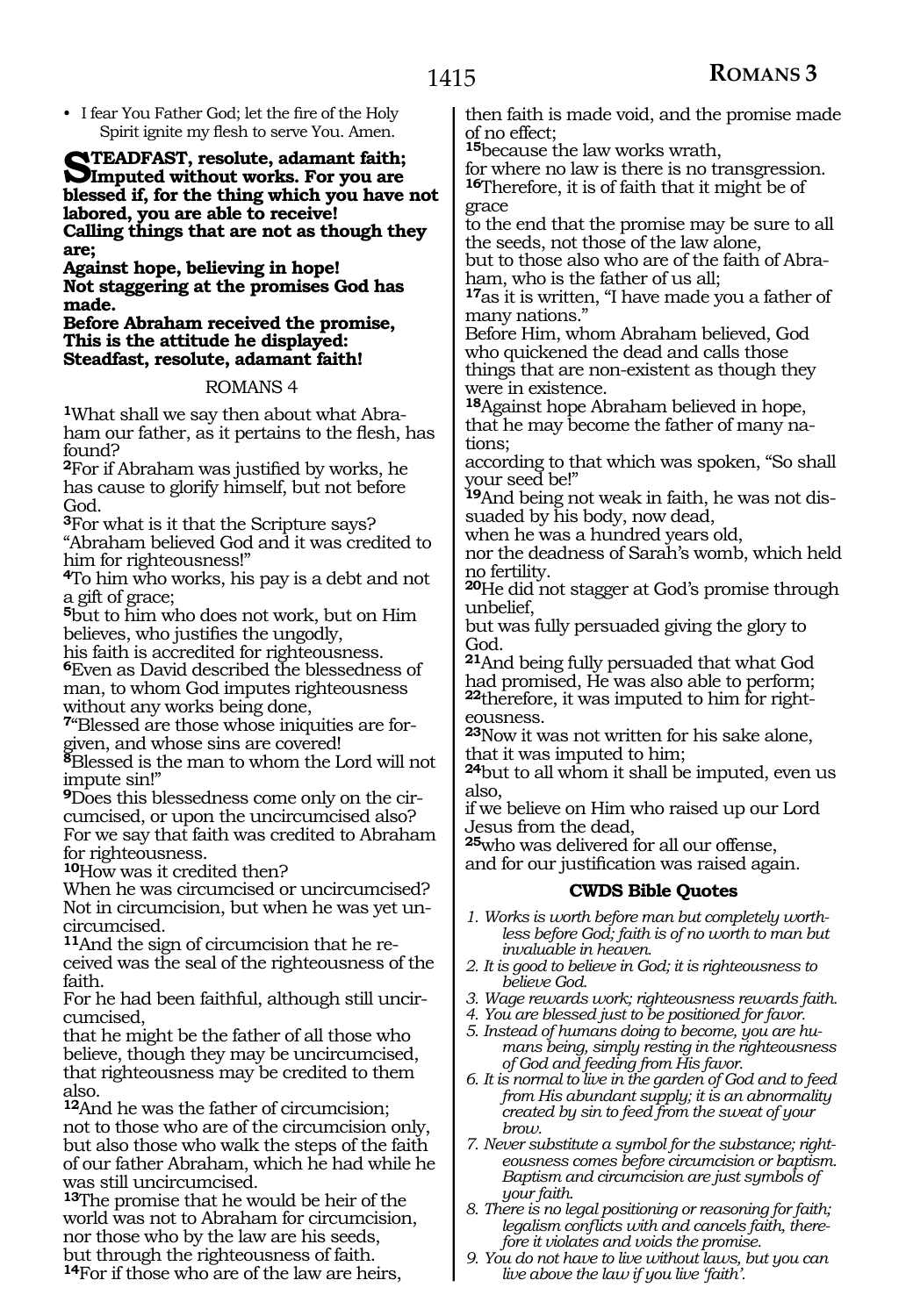- I fear You Father God; let the fire of the Holy Spirit ignite my flesh to serve You. Amen.

**STEADFAST, resolute, adamant faith; Imputed without works. For you are blessed if, for the thing which you have not labored, you are able to receive!**
**Calling things that are not as though they are;**
**Against hope, believing in hope!**
**Not staggering at the promises God has made.**
**Before Abraham received the promise,**
**This is the attitude he displayed:**
**Steadfast, resolute, adamant faith!**

ROMANS 4

[1]What shall we say then about what Abraham our father, as it pertains to the flesh, has found?
[2]For if Abraham was justified by works, he has cause to glorify himself, but not before God.
[3]For what is it that the Scripture says? "Abraham believed God and it was credited to him for righteousness!"
[4]To him who works, his pay is a debt and not a gift of grace;
[5]but to him who does not work, but on Him believes, who justifies the ungodly,
his faith is accredited for righteousness.
[6]Even as David described the blessedness of man, to whom God imputes righteousness without any works being done,
[7]"Blessed are those whose iniquities are forgiven, and whose sins are covered!
[8]Blessed is the man to whom the Lord will not impute sin!"
[9]Does this blessedness come only on the circumcised, or upon the uncircumcised also?
For we say that faith was credited to Abraham for righteousness.
[10]How was it credited then?
When he was circumcised or uncircumcised?
Not in circumcision, but when he was yet uncircumcised.
[11]And the sign of circumcision that he received was the seal of the righteousness of the faith.
For he had been faithful, although still uncircumcised,
that he might be the father of all those who believe, though they may be uncircumcised, that righteousness may be credited to them also.
[12]And he was the father of circumcision;
not to those who are of the circumcision only, but also those who walk the steps of the faith of our father Abraham, which he had while he was still uncircumcised.
[13]The promise that he would be heir of the world was not to Abraham for circumcision,
nor those who by the law are his seeds,
but through the righteousness of faith.
[14]For if those who are of the law are heirs,
then faith is made void, and the promise made of no effect;
[15]because the law works wrath,
for where no law is there is no transgression.
[16]Therefore, it is of faith that it might be of grace
to the end that the promise may be sure to all the seeds, not those of the law alone,
but to those also who are of the faith of Abraham, who is the father of us all;
[17]as it is written, "I have made you a father of many nations."
Before Him, whom Abraham believed, God who quickened the dead and calls those things that are non-existent as though they were in existence.
[18]Against hope Abraham believed in hope,
that he may become the father of many nations;
according to that which was spoken, "So shall your seed be!"
[19]And being not weak in faith, he was not dissuaded by his body, now dead,
when he was a hundred years old,
nor the deadness of Sarah's womb, which held no fertility.
[20]He did not stagger at God's promise through unbelief,
but was fully persuaded giving the glory to God.
[21]And being fully persuaded that what God had promised, He was also able to perform;
[22]therefore, it was imputed to him for righteousness.
[23]Now it was not written for his sake alone,
that it was imputed to him;
[24]but to all whom it shall be imputed, even us also,
if we believe on Him who raised up our Lord Jesus from the dead,
[25]who was delivered for all our offense,
and for our justification was raised again.

**CWDS Bible Quotes**

1. *Works is worth before man but completely worthless before God; faith is of no worth to man but invaluable in heaven.*
2. *It is good to believe in God; it is righteousness to believe God.*
3. *Wage rewards work; righteousness rewards faith.*
4. *You are blessed just to be positioned for favor.*
5. *Instead of humans doing to become, you are humans being, simply resting in the righteousness of God and feeding from His favor.*
6. *It is normal to live in the garden of God and to feed from His abundant supply; it is an abnormality created by sin to feed from the sweat of your brow.*
7. *Never substitute a symbol for the substance; righteousness comes before circumcision or baptism. Baptism and circumcision are just symbols of your faith.*
8. *There is no legal positioning or reasoning for faith; legalism conflicts with and cancels faith, therefore it violates and voids the promise.*
9. *You do not have to live without laws, but you can live above the law if you live 'faith'.*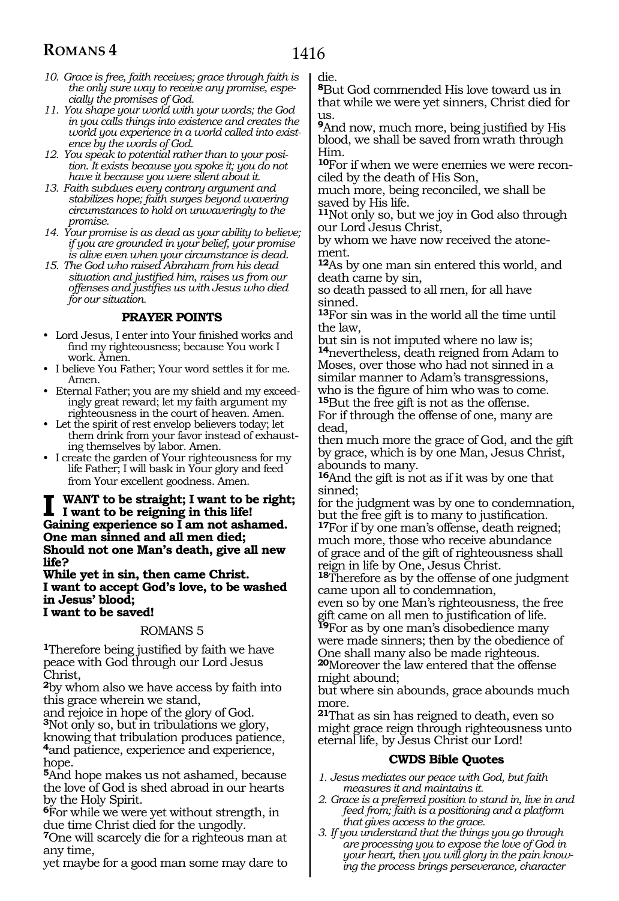10. *Grace is free, faith receives; grace through faith is the only sure way to receive any promise, especially the promises of God.*
11. *You shape your world with your words; the God in you calls things into existence and creates the world you experience in a world called into existence by the words of God.*
12. *You speak to potential rather than to your position. It exists because you spoke it; you do not have it because you were silent about it.*
13. *Faith subdues every contrary argument and stabilizes hope; faith surges beyond wavering circumstances to hold on unwaveringly to the promise.*
14. *Your promise is as dead as your ability to believe; if you are grounded in your belief, your promise is alive even when your circumstance is dead.*
15. *The God who raised Abraham from his dead situation and justified him, raises us from our offenses and justifies us with Jesus who died for our situation.*

### PRAYER POINTS

- Lord Jesus, I enter into Your finished works and find my righteousness; because You work I work. Amen.
- I believe You Father; Your word settles it for me. Amen.
- Eternal Father; you are my shield and my exceedingly great reward; let my faith argument my righteousness in the court of heaven. Amen.
- Let the spirit of rest envelop believers today; let them drink from your favor instead of exhausting themselves by labor. Amen.
- I create the garden of Your righteousness for my life Father; I will bask in Your glory and feed from Your excellent goodness. Amen.

**I WANT to be straight; I want to be right; I want to be reigning in this life!**
**Gaining experience so I am not ashamed.**
**One man sinned and all men died;**
**Should not one Man's death, give all new life?**
**While yet in sin, then came Christ.**
**I want to accept God's love, to be washed in Jesus' blood;**
**I want to be saved!**

## ROMANS 5

**1**Therefore being justified by faith we have peace with God through our Lord Jesus Christ,
**2**by whom also we have access by faith into this grace wherein we stand,
and rejoice in hope of the glory of God.
**3**Not only so, but in tribulations we glory, knowing that tribulation produces patience,
**4**and patience, experience and experience, hope.
**5**And hope makes us not ashamed, because the love of God is shed abroad in our hearts by the Holy Spirit.
**6**For while we were yet without strength, in due time Christ died for the ungodly.
**7**One will scarcely die for a righteous man at any time,
yet maybe for a good man some may dare to die.
**8**But God commended His love toward us in that while we were yet sinners, Christ died for us.
**9**And now, much more, being justified by His blood, we shall be saved from wrath through Him.
**10**For if when we were enemies we were reconciled by the death of His Son,
much more, being reconciled, we shall be saved by His life.
**11**Not only so, but we joy in God also through our Lord Jesus Christ,
by whom we have now received the atonement.
**12**As by one man sin entered this world, and death came by sin,
so death passed to all men, for all have sinned.
**13**For sin was in the world all the time until the law,
but sin is not imputed where no law is;
**14**nevertheless, death reigned from Adam to Moses, over those who had not sinned in a similar manner to Adam's transgressions,
who is the figure of him who was to come.
**15**But the free gift is not as the offense.
For if through the offense of one, many are dead,
then much more the grace of God, and the gift by grace, which is by one Man, Jesus Christ, abounds to many.
**16**And the gift is not as if it was by one that sinned;
for the judgment was by one to condemnation, but the free gift is to many to justification.
**17**For if by one man's offense, death reigned;
much more, those who receive abundance of grace and of the gift of righteousness shall reign in life by One, Jesus Christ.
**18**Therefore as by the offense of one judgment came upon all to condemnation,
even so by one Man's righteousness, the free gift came on all men to justification of life.
**19**For as by one man's disobedience many were made sinners; then by the obedience of One shall many also be made righteous.
**20**Moreover the law entered that the offense might abound;
but where sin abounds, grace abounds much more.
**21**That as sin has reigned to death, even so might grace reign through righteousness unto eternal life, by Jesus Christ our Lord!

### CWDS Bible Quotes

1. *Jesus mediates our peace with God, but faith measures it and maintains it.*
2. *Grace is a preferred position to stand in, live in and feed from; faith is a positioning and a platform that gives access to the grace.*
3. *If you understand that the things you go through are processing you to expose the love of God in your heart, then you will glory in the pain knowing the process brings perseverance, character*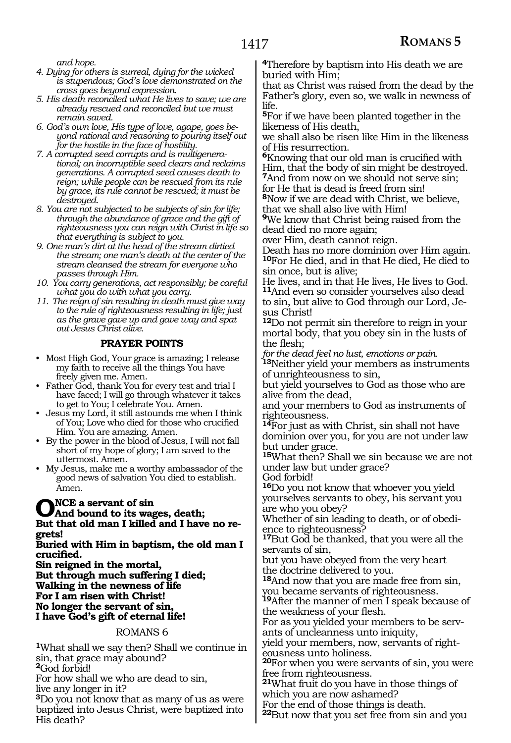*and hope.*

4. *Dying for others is surreal, dying for the wicked is stupendous; God's love demonstrated on the cross goes beyond expression.*
5. *His death reconciled what He lives to save; we are already rescued and reconciled but we must remain saved.*
6. *God's own love, His type of love, agape, goes beyond rational and reasoning to pouring itself out for the hostile in the face of hostility.*
7. *A corrupted seed corrupts and is multigenerational; an incorruptible seed clears and reclaims generations. A corrupted seed causes death to reign; while people can be rescued from its rule by grace, its rule cannot be rescued; it must be destroyed.*
8. *You are not subjected to be subjects of sin for life; through the abundance of grace and the gift of righteousness you can reign with Christ in life so that everything is subject to you.*
9. *One man's dirt at the head of the stream dirtied the stream; one man's death at the center of the stream cleansed the stream for everyone who passes through Him.*
10. *You carry generations, act responsibly; be careful what you do with what you carry.*
11. *The reign of sin resulting in death must give way to the rule of righteousness resulting in life; just as the grave gave up and gave way and spat out Jesus Christ alive.*

### PRAYER POINTS

- Most High God, Your grace is amazing; I release my faith to receive all the things You have freely given me. Amen.
- Father God, thank You for every test and trial I have faced; I will go through whatever it takes to get to You; I celebrate You. Amen.
- Jesus my Lord, it still astounds me when I think of You; Love who died for those who crucified Him. You are amazing. Amen.
- By the power in the blood of Jesus, I will not fall short of my hope of glory; I am saved to the uttermost. Amen.
- My Jesus, make me a worthy ambassador of the good news of salvation You died to establish. Amen.

**ONCE a servant of sin**
**And bound to its wages, death;**
**But that old man I killed and I have no regrets!**
**Buried with Him in baptism, the old man I crucified.**
**Sin reigned in the mortal,**
**But through much suffering I died;**
**Walking in the newness of life**
**For I am risen with Christ!**
**No longer the servant of sin,**
**I have God's gift of eternal life!**

## ROMANS 6

**1**What shall we say then? Shall we continue in sin, that grace may abound?
**2**God forbid!
For how shall we who are dead to sin,
live any longer in it?
**3**Do you not know that as many of us as were baptized into Jesus Christ, were baptized into His death?
**4**Therefore by baptism into His death we are buried with Him;
that as Christ was raised from the dead by the Father's glory, even so, we walk in newness of life.
**5**For if we have been planted together in the likeness of His death,
we shall also be risen like Him in the likeness of His resurrection.
**6**Knowing that our old man is crucified with Him, that the body of sin might be destroyed.
**7**And from now on we should not serve sin;
for He that is dead is freed from sin!
**8**Now if we are dead with Christ, we believe, that we shall also live with Him!
**9**We know that Christ being raised from the dead died no more again;
over Him, death cannot reign.
Death has no more dominion over Him again.
**10**For He died, and in that He died, He died to sin once, but is alive;
He lives, and in that He lives, He lives to God.
**11**And even so consider yourselves also dead to sin, but alive to God through our Lord, Jesus Christ!
**12**Do not permit sin therefore to reign in your mortal body, that you obey sin in the lusts of the flesh;
*for the dead feel no lust, emotions or pain.*
**13**Neither yield your members as instruments of unrighteousness to sin,
but yield yourselves to God as those who are alive from the dead,
and your members to God as instruments of righteousness.
**14**For just as with Christ, sin shall not have dominion over you, for you are not under law but under grace.
**15**What then? Shall we sin because we are not under law but under grace?
God forbid!
**16**Do you not know that whoever you yield yourselves servants to obey, his servant you are who you obey?
Whether of sin leading to death, or of obedience to righteousness?
**17**But God be thanked, that you were all the servants of sin,
but you have obeyed from the very heart
the doctrine delivered to you.
**18**And now that you are made free from sin,
you became servants of righteousness.
**19**After the manner of men I speak because of the weakness of your flesh.
For as you yielded your members to be servants of uncleanness unto iniquity,
yield your members, now, servants of righteousness unto holiness.
**20**For when you were servants of sin, you were free from righteousness.
**21**What fruit do you have in those things of which you are now ashamed?
For the end of those things is death.
**22**But now that you set free from sin and you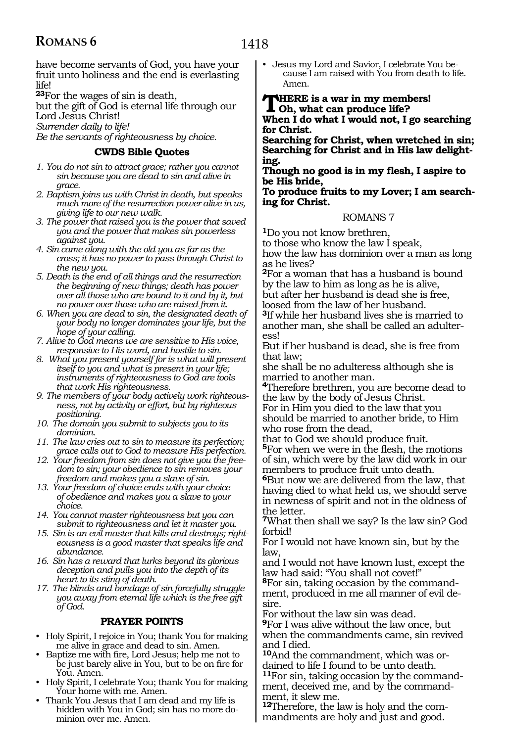have become servants of God, you have your fruit unto holiness and the end is everlasting life!

**23**For the wages of sin is death,
but the gift of God is eternal life through our Lord Jesus Christ!
*Surrender daily to life!*
*Be the servants of righteousness by choice.*

### CWDS Bible Quotes

1. *You do not sin to attract grace; rather you cannot sin because you are dead to sin and alive in grace.*
2. *Baptism joins us with Christ in death, but speaks much more of the resurrection power alive in us, giving life to our new walk.*
3. *The power that raised you is the power that saved you and the power that makes sin powerless against you.*
4. *Sin came along with the old you as far as the cross; it has no power to pass through Christ to the new you.*
5. *Death is the end of all things and the resurrection the beginning of new things; death has power over all those who are bound to it and by it, but no power over those who are raised from it.*
6. *When you are dead to sin, the designated death of your body no longer dominates your life, but the hope of your calling.*
7. *Alive to God means we are sensitive to His voice, responsive to His word, and hostile to sin.*
8. *What you present yourself for is what will present itself to you and what is present in your life; instruments of righteousness to God are tools that work His righteousness.*
9. *The members of your body actively work righteousness, not by activity or effort, but by righteous positioning.*
10. *The domain you submit to subjects you to its dominion.*
11. *The law cries out to sin to measure its perfection; grace calls out to God to measure His perfection.*
12. *Your freedom from sin does not give you the freedom to sin; your obedience to sin removes your freedom and makes you a slave of sin.*
13. *Your freedom of choice ends with your choice of obedience and makes you a slave to your choice.*
14. *You cannot master righteousness but you can submit to righteousness and let it master you.*
15. *Sin is an evil master that kills and destroys; righteousness is a good master that speaks life and abundance.*
16. *Sin has a reward that lurks beyond its glorious deception and pulls you into the depth of its heart to its sting of death.*
17. *The blinds and bondage of sin forcefully struggle you away from eternal life which is the free gift of God.*

### PRAYER POINTS

- Holy Spirit, I rejoice in You; thank You for making me alive in grace and dead to sin. Amen.
- Baptize me with fire, Lord Jesus; help me not to be just barely alive in You, but to be on fire for You. Amen.
- Holy Spirit, I celebrate You; thank You for making Your home with me. Amen.
- Thank You Jesus that I am dead and my life is hidden with You in God; sin has no more dominion over me. Amen.
- Jesus my Lord and Savior, I celebrate You because I am raised with You from death to life. Amen.

**THERE is a war in my members!**
**Oh, what can produce life?**
**When I do what I would not, I go searching for Christ.**
**Searching for Christ, when wretched in sin;**
**Searching for Christ and in His law delighting.**
**Though no good is in my flesh, I aspire to be His bride,**
**To produce fruits to my Lover; I am searching for Christ.**

## ROMANS 7

**1**Do you not know brethren,
to those who know the law I speak,
how the law has dominion over a man as long as he lives?
**2**For a woman that has a husband is bound by the law to him as long as he is alive,
but after her husband is dead she is free,
loosed from the law of her husband.
**3**If while her husband lives she is married to another man, she shall be called an adulteress!
But if her husband is dead, she is free from that law;
she shall be no adulteress although she is married to another man.
**4**Therefore brethren, you are become dead to the law by the body of Jesus Christ.
For in Him you died to the law that you should be married to another bride, to Him who rose from the dead,
that to God we should produce fruit.
**5**For when we were in the flesh, the motions of sin, which were by the law did work in our members to produce fruit unto death.
**6**But now we are delivered from the law, that having died to what held us, we should serve in newness of spirit and not in the oldness of the letter.
**7**What then shall we say? Is the law sin? God forbid!
For I would not have known sin, but by the law,
and I would not have known lust, except the law had said: "You shall not covet!"
**8**For sin, taking occasion by the commandment, produced in me all manner of evil desire.
For without the law sin was dead.
**9**For I was alive without the law once, but when the commandments came, sin revived and I died.
**10**And the commandment, which was ordained to life I found to be unto death.
**11**For sin, taking occasion by the commandment, deceived me, and by the commandment, it slew me.
**12**Therefore, the law is holy and the commandments are holy and just and good.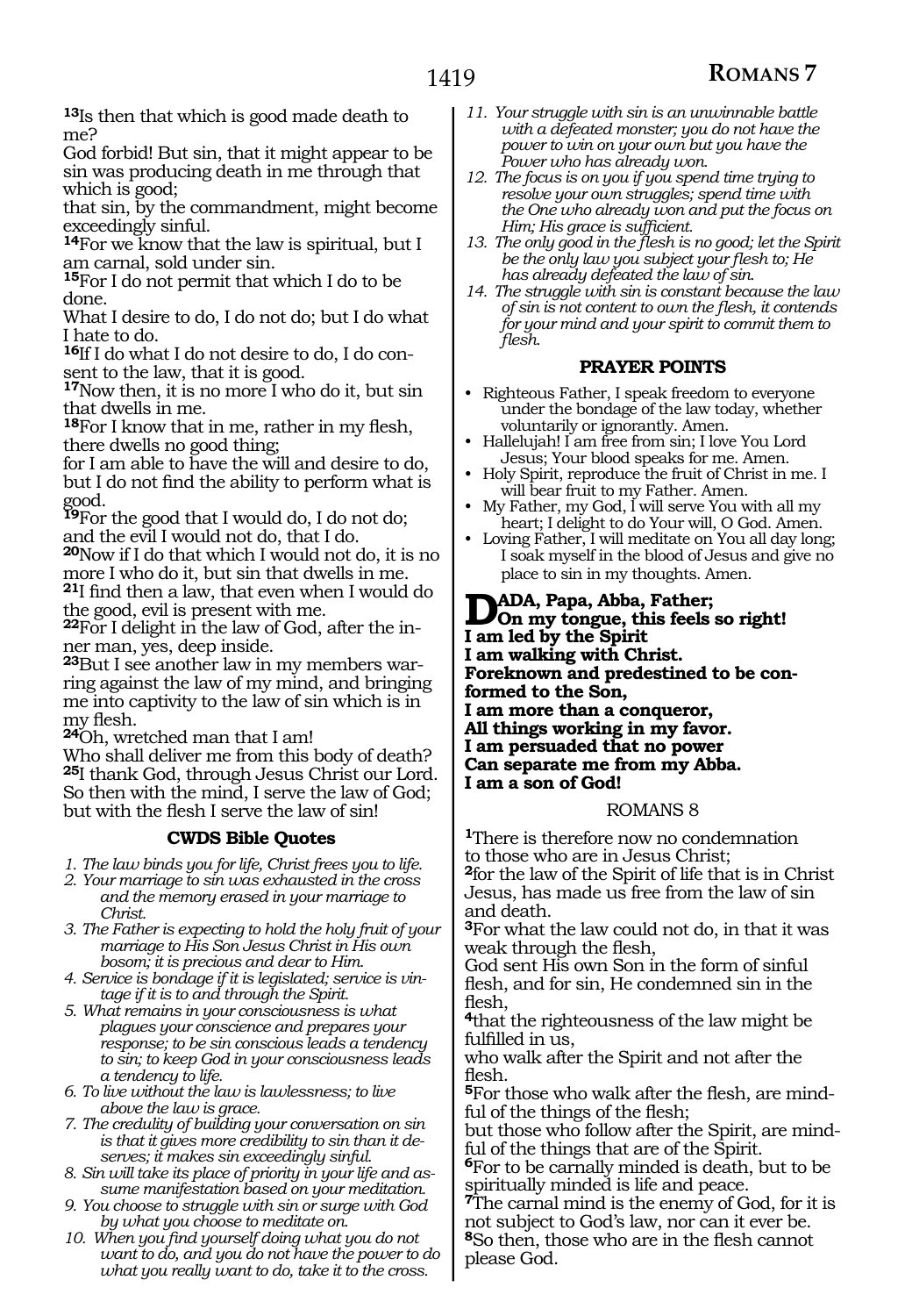**13**Is then that which is good made death to me?

God forbid! But sin, that it might appear to be sin was producing death in me through that which is good;

that sin, by the commandment, might become exceedingly sinful.

**14**For we know that the law is spiritual, but I am carnal, sold under sin.

**15**For I do not permit that which I do to be done.

What I desire to do, I do not do; but I do what I hate to do.

**16**If I do what I do not desire to do, I do consent to the law, that it is good.

**17**Now then, it is no more I who do it, but sin that dwells in me.

**18**For I know that in me, rather in my flesh, there dwells no good thing;

for I am able to have the will and desire to do, but I do not find the ability to perform what is good.

**19**For the good that I would do, I do not do; and the evil I would not do, that I do.

**20**Now if I do that which I would not do, it is no more I who do it, but sin that dwells in me.

**21**I find then a law, that even when I would do the good, evil is present with me.

**22**For I delight in the law of God, after the inner man, yes, deep inside.

**23**But I see another law in my members warring against the law of my mind, and bringing me into captivity to the law of sin which is in my flesh.

**24**Oh, wretched man that I am!

Who shall deliver me from this body of death?

**25**I thank God, through Jesus Christ our Lord. So then with the mind, I serve the law of God; but with the flesh I serve the law of sin!

### CWDS Bible Quotes

1. *The law binds you for life, Christ frees you to life.*
2. *Your marriage to sin was exhausted in the cross and the memory erased in your marriage to Christ.*
3. *The Father is expecting to hold the holy fruit of your marriage to His Son Jesus Christ in His own bosom; it is precious and dear to Him.*
4. *Service is bondage if it is legislated; service is vintage if it is to and through the Spirit.*
5. *What remains in your consciousness is what plagues your conscience and prepares your response; to be sin conscious leads a tendency to sin; to keep God in your consciousness leads a tendency to life.*
6. *To live without the law is lawlessness; to live above the law is grace.*
7. *The credulity of building your conversation on sin is that it gives more credibility to sin than it deserves; it makes sin exceedingly sinful.*
8. *Sin will take its place of priority in your life and assume manifestation based on your meditation.*
9. *You choose to struggle with sin or surge with God by what you choose to meditate on.*
10. *When you find yourself doing what you do not want to do, and you do not have the power to do what you really want to do, take it to the cross.*
11. *Your struggle with sin is an unwinnable battle with a defeated monster; you do not have the power to win on your own but you have the Power who has already won.*
12. *The focus is on you if you spend time trying to resolve your own struggles; spend time with the One who already won and put the focus on Him; His grace is sufficient.*
13. *The only good in the flesh is no good; let the Spirit be the only law you subject your flesh to; He has already defeated the law of sin.*
14. *The struggle with sin is constant because the law of sin is not content to own the flesh, it contends for your mind and your spirit to commit them to flesh.*

### PRAYER POINTS

- Righteous Father, I speak freedom to everyone under the bondage of the law today, whether voluntarily or ignorantly. Amen.
- Hallelujah! I am free from sin; I love You Lord Jesus; Your blood speaks for me. Amen.
- Holy Spirit, reproduce the fruit of Christ in me. I will bear fruit to my Father. Amen.
- My Father, my God, I will serve You with all my heart; I delight to do Your will, O God. Amen.
- Loving Father, I will meditate on You all day long; I soak myself in the blood of Jesus and give no place to sin in my thoughts. Amen.

**DADA, Papa, Abba, Father;**
**On my tongue, this feels so right!**
**I am led by the Spirit**
**I am walking with Christ.**
**Foreknown and predestined to be conformed to the Son,**
**I am more than a conqueror,**
**All things working in my favor.**
**I am persuaded that no power**
**Can separate me from my Abba.**
**I am a son of God!**

## ROMANS 8

**1**There is therefore now no condemnation to those who are in Jesus Christ;

**2**for the law of the Spirit of life that is in Christ Jesus, has made us free from the law of sin and death.

**3**For what the law could not do, in that it was weak through the flesh,

God sent His own Son in the form of sinful flesh, and for sin, He condemned sin in the flesh,

**4**that the righteousness of the law might be fulfilled in us,

who walk after the Spirit and not after the flesh.

**5**For those who walk after the flesh, are mindful of the things of the flesh;

but those who follow after the Spirit, are mindful of the things that are of the Spirit.

**6**For to be carnally minded is death, but to be spiritually minded is life and peace.

**7**The carnal mind is the enemy of God, for it is not subject to God's law, nor can it ever be.

**8**So then, those who are in the flesh cannot please God.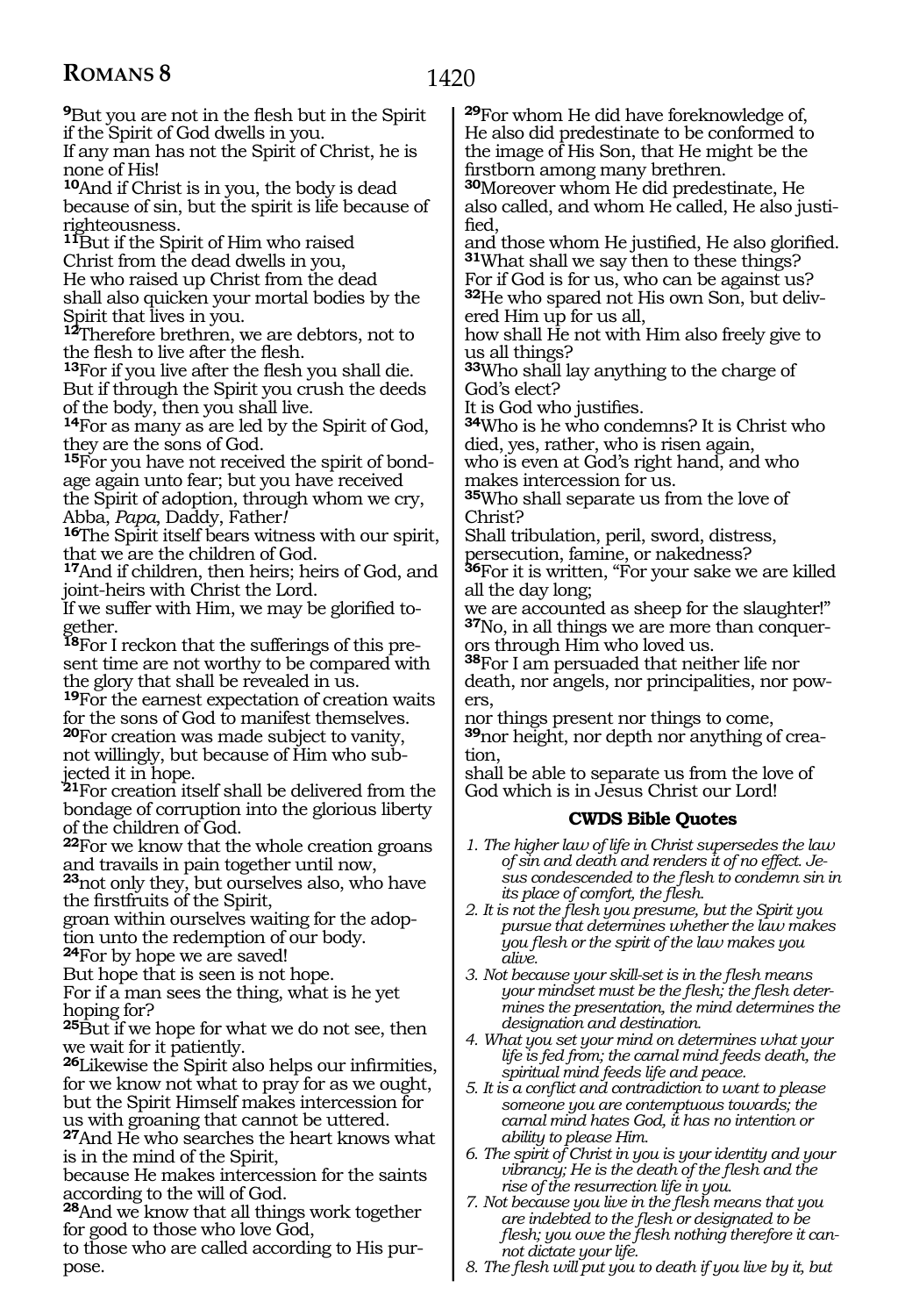**9**But you are not in the flesh but in the Spirit if the Spirit of God dwells in you.
If any man has not the Spirit of Christ, he is none of His!
**10**And if Christ is in you, the body is dead because of sin, but the spirit is life because of righteousness.
**11**But if the Spirit of Him who raised Christ from the dead dwells in you,
He who raised up Christ from the dead shall also quicken your mortal bodies by the Spirit that lives in you.
**12**Therefore brethren, we are debtors, not to the flesh to live after the flesh.
**13**For if you live after the flesh you shall die.
But if through the Spirit you crush the deeds of the body, then you shall live.
**14**For as many as are led by the Spirit of God, they are the sons of God.
**15**For you have not received the spirit of bondage again unto fear; but you have received the Spirit of adoption, through whom we cry, Abba, *Papa*, Daddy, Father*!*
**16**The Spirit itself bears witness with our spirit, that we are the children of God.
**17**And if children, then heirs; heirs of God, and joint-heirs with Christ the Lord.
If we suffer with Him, we may be glorified together.
**18**For I reckon that the sufferings of this present time are not worthy to be compared with the glory that shall be revealed in us.
**19**For the earnest expectation of creation waits for the sons of God to manifest themselves.
**20**For creation was made subject to vanity, not willingly, but because of Him who subjected it in hope.
**21**For creation itself shall be delivered from the bondage of corruption into the glorious liberty of the children of God.
**22**For we know that the whole creation groans and travails in pain together until now,
**23**not only they, but ourselves also, who have the firstfruits of the Spirit,
groan within ourselves waiting for the adoption unto the redemption of our body.
**24**For by hope we are saved!
But hope that is seen is not hope.
For if a man sees the thing, what is he yet hoping for?
**25**But if we hope for what we do not see, then we wait for it patiently.
**26**Likewise the Spirit also helps our infirmities, for we know not what to pray for as we ought, but the Spirit Himself makes intercession for us with groaning that cannot be uttered.
**27**And He who searches the heart knows what is in the mind of the Spirit,
because He makes intercession for the saints according to the will of God.
**28**And we know that all things work together for good to those who love God,
to those who are called according to His purpose.
**29**For whom He did have foreknowledge of, He also did predestinate to be conformed to the image of His Son, that He might be the firstborn among many brethren.
**30**Moreover whom He did predestinate, He also called, and whom He called, He also justified,
and those whom He justified, He also glorified.
**31**What shall we say then to these things?
For if God is for us, who can be against us?
**32**He who spared not His own Son, but delivered Him up for us all,
how shall He not with Him also freely give to us all things?
**33**Who shall lay anything to the charge of God's elect?
It is God who justifies.
**34**Who is he who condemns? It is Christ who died, yes, rather, who is risen again,
who is even at God's right hand, and who makes intercession for us.
**35**Who shall separate us from the love of Christ?
Shall tribulation, peril, sword, distress, persecution, famine, or nakedness?
**36**For it is written, "For your sake we are killed all the day long;
we are accounted as sheep for the slaughter!"
**37**No, in all things we are more than conquerors through Him who loved us.
**38**For I am persuaded that neither life nor death, nor angels, nor principalities, nor powers,
nor things present nor things to come,
**39**nor height, nor depth nor anything of creation,
shall be able to separate us from the love of God which is in Jesus Christ our Lord!

### CWDS Bible Quotes

1. *The higher law of life in Christ supersedes the law of sin and death and renders it of no effect. Jesus condescended to the flesh to condemn sin in its place of comfort, the flesh.*
2. *It is not the flesh you presume, but the Spirit you pursue that determines whether the law makes you flesh or the spirit of the law makes you alive.*
3. *Not because your skill-set is in the flesh means your mindset must be the flesh; the flesh determines the presentation, the mind determines the designation and destination.*
4. *What you set your mind on determines what your life is fed from; the carnal mind feeds death, the spiritual mind feeds life and peace.*
5. *It is a conflict and contradiction to want to please someone you are contemptuous towards; the carnal mind hates God, it has no intention or ability to please Him.*
6. *The spirit of Christ in you is your identity and your vibrancy; He is the death of the flesh and the rise of the resurrection life in you.*
7. *Not because you live in the flesh means that you are indebted to the flesh or designated to be flesh; you owe the flesh nothing therefore it cannot dictate your life.*
8. *The flesh will put you to death if you live by it, but*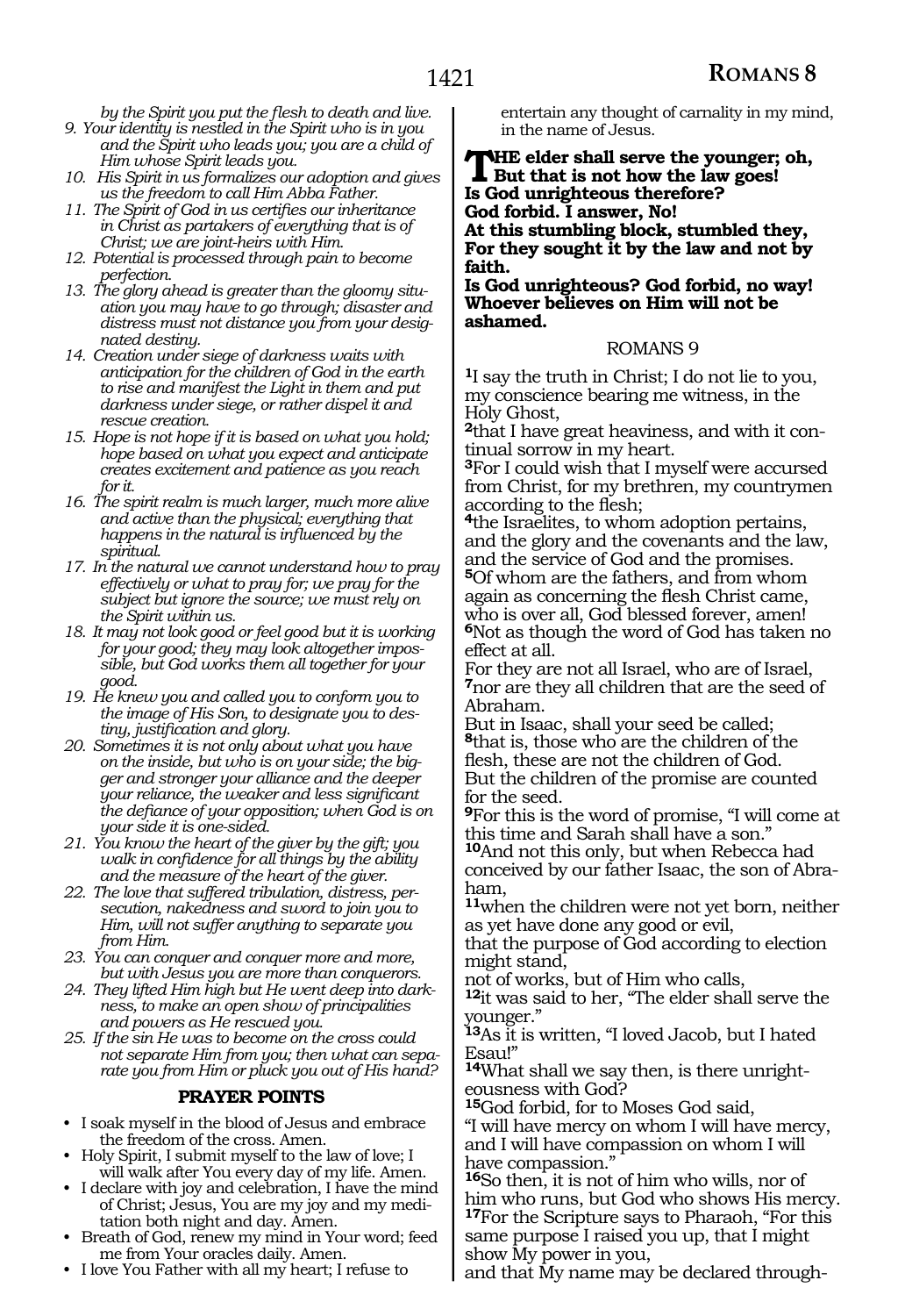*by the Spirit you put the flesh to death and live.*

9. *Your identity is nestled in the Spirit who is in you and the Spirit who leads you; you are a child of Him whose Spirit leads you.*
10. *His Spirit in us formalizes our adoption and gives us the freedom to call Him Abba Father.*
11. *The Spirit of God in us certifies our inheritance in Christ as partakers of everything that is of Christ; we are joint-heirs with Him.*
12. *Potential is processed through pain to become perfection.*
13. *The glory ahead is greater than the gloomy situation you may have to go through; disaster and distress must not distance you from your designated destiny.*
14. *Creation under siege of darkness waits with anticipation for the children of God in the earth to rise and manifest the Light in them and put darkness under siege, or rather dispel it and rescue creation.*
15. *Hope is not hope if it is based on what you hold; hope based on what you expect and anticipate creates excitement and patience as you reach for it.*
16. *The spirit realm is much larger, much more alive and active than the physical; everything that happens in the natural is influenced by the spiritual.*
17. *In the natural we cannot understand how to pray effectively or what to pray for; we pray for the subject but ignore the source; we must rely on the Spirit within us.*
18. *It may not look good or feel good but it is working for your good; they may look altogether impossible, but God works them all together for your good.*
19. *He knew you and called you to conform you to the image of His Son, to designate you to destiny, justification and glory.*
20. *Sometimes it is not only about what you have on the inside, but who is on your side; the bigger and stronger your alliance and the deeper your reliance, the weaker and less significant the defiance of your opposition; when God is on your side it is one-sided.*
21. *You know the heart of the giver by the gift; you walk in confidence for all things by the ability and the measure of the heart of the giver.*
22. *The love that suffered tribulation, distress, persecution, nakedness and sword to join you to Him, will not suffer anything to separate you from Him.*
23. *You can conquer and conquer more and more, but with Jesus you are more than conquerors.*
24. *They lifted Him high but He went deep into darkness, to make an open show of principalities and powers as He rescued you.*
25. *If the sin He was to become on the cross could not separate Him from you; then what can separate you from Him or pluck you out of His hand?*

### PRAYER POINTS

- I soak myself in the blood of Jesus and embrace the freedom of the cross. Amen.
- Holy Spirit, I submit myself to the law of love; I will walk after You every day of my life. Amen.
- I declare with joy and celebration, I have the mind of Christ; Jesus, You are my joy and my meditation both night and day. Amen.
- Breath of God, renew my mind in Your word; feed me from Your oracles daily. Amen.
- I love You Father with all my heart; I refuse to entertain any thought of carnality in my mind, in the name of Jesus.

**THE elder shall serve the younger; oh, But that is not how the law goes!**
**Is God unrighteous therefore?**
**God forbid. I answer, No!**
**At this stumbling block, stumbled they,**
**For they sought it by the law and not by faith.**
**Is God unrighteous? God forbid, no way!**
**Whoever believes on Him will not be ashamed.**

## ROMANS 9

**1**I say the truth in Christ; I do not lie to you, my conscience bearing me witness, in the Holy Ghost,
**2**that I have great heaviness, and with it continual sorrow in my heart.
**3**For I could wish that I myself were accursed from Christ, for my brethren, my countrymen according to the flesh;
**4**the Israelites, to whom adoption pertains, and the glory and the covenants and the law, and the service of God and the promises.
**5**Of whom are the fathers, and from whom again as concerning the flesh Christ came, who is over all, God blessed forever, amen!
**6**Not as though the word of God has taken no effect at all.
For they are not all Israel, who are of Israel,
**7**nor are they all children that are the seed of Abraham.
But in Isaac, shall your seed be called;
**8**that is, those who are the children of the flesh, these are not the children of God.
But the children of the promise are counted for the seed.
**9**For this is the word of promise, "I will come at this time and Sarah shall have a son."
**10**And not this only, but when Rebecca had conceived by our father Isaac, the son of Abraham,
**11**when the children were not yet born, neither as yet have done any good or evil,
that the purpose of God according to election might stand,
not of works, but of Him who calls,
**12**it was said to her, "The elder shall serve the younger."
**13**As it is written, "I loved Jacob, but I hated Esau!"
**14**What shall we say then, is there unrighteousness with God?
**15**God forbid, for to Moses God said,
"I will have mercy on whom I will have mercy, and I will have compassion on whom I will have compassion."
**16**So then, it is not of him who wills, nor of him who runs, but God who shows His mercy.
**17**For the Scripture says to Pharaoh, "For this same purpose I raised you up, that I might show My power in you,
and that My name may be declared through-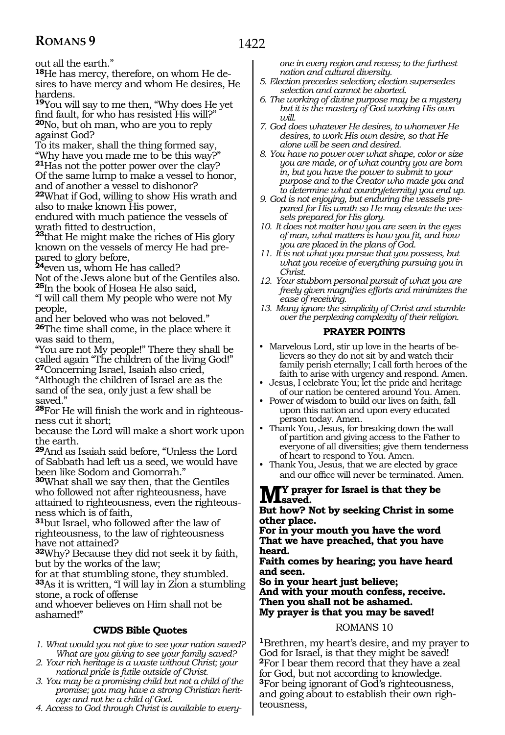out all the earth."

**18**He has mercy, therefore, on whom He desires to have mercy and whom He desires, He hardens.

**19**You will say to me then, "Why does He yet find fault, for who has resisted His will?"

**20**No, but oh man, who are you to reply against God?

To its maker, shall the thing formed say, "Why have you made me to be this way?"

**21**Has not the potter power over the clay?

Of the same lump to make a vessel to honor, and of another a vessel to dishonor?

**22**What if God, willing to show His wrath and also to make known His power,

endured with much patience the vessels of wrath fitted to destruction,

**23**that He might make the riches of His glory known on the vessels of mercy He had prepared to glory before,

**24**even us, whom He has called?

Not of the Jews alone but of the Gentiles also.

**25**In the book of Hosea He also said,

"I will call them My people who were not My people,

and her beloved who was not beloved."

**26**The time shall come, in the place where it was said to them,

"You are not My people!" There they shall be called again "The children of the living God!"

**27**Concerning Israel, Isaiah also cried,

"Although the children of Israel are as the sand of the sea, only just a few shall be saved."

**28**For He will finish the work and in righteousness cut it short;

because the Lord will make a short work upon the earth.

**29**And as Isaiah said before, "Unless the Lord of Sabbath had left us a seed, we would have been like Sodom and Gomorrah."

**30**What shall we say then, that the Gentiles who followed not after righteousness, have attained to righteousness, even the righteousness which is of faith,

**31**but Israel, who followed after the law of righteousness, to the law of righteousness have not attained?

**32**Why? Because they did not seek it by faith, but by the works of the law;

for at that stumbling stone, they stumbled.

**33**As it is written, "I will lay in Zion a stumbling stone, a rock of offense

and whoever believes on Him shall not be ashamed!"

### CWDS Bible Quotes

1. *What would you not give to see your nation saved? What are you giving to see your family saved?*
2. *Your rich heritage is a waste without Christ; your national pride is futile outside of Christ.*
3. *You may be a promising child but not a child of the promise; you may have a strong Christian heritage and not be a child of God.*
4. *Access to God through Christ is available to everyone in every region and recess; to the furthest nation and cultural diversity.*
5. *Election precedes selection; election supersedes selection and cannot be aborted.*
6. *The working of divine purpose may be a mystery but it is the mastery of God working His own will.*
7. *God does whatever He desires, to whomever He desires, to work His own desire, so that He alone will be seen and desired.*
8. *You have no power over what shape, color or size you are made, or of what country you are born in, but you have the power to submit to your purpose and to the Creator who made you and to determine what country(eternity) you end up.*
9. *God is not enjoying, but enduring the vessels prepared for His wrath so He may elevate the vessels prepared for His glory.*
10. *It does not matter how you are seen in the eyes of man, what matters is how you fit, and how you are placed in the plans of God.*
11. *It is not what you pursue that you possess, but what you receive of everything pursuing you in Christ.*
12. *Your stubborn personal pursuit of what you are freely given magnifies efforts and minimizes the ease of receiving.*
13. *Many ignore the simplicity of Christ and stumble over the perplexing complexity of their religion.*

### PRAYER POINTS

- Marvelous Lord, stir up love in the hearts of believers so they do not sit by and watch their family perish eternally; I call forth heroes of the faith to arise with urgency and respond. Amen.
- Jesus, I celebrate You; let the pride and heritage of our nation be centered around You. Amen.
- Power of wisdom to build our lives on faith, fall upon this nation and upon every educated person today. Amen.
- Thank You, Jesus, for breaking down the wall of partition and giving access to the Father to everyone of all diversities; give them tenderness of heart to respond to You. Amen.
- Thank You, Jesus, that we are elected by grace and our office will never be terminated. Amen.

**MY prayer for Israel is that they be saved.**
**But how? Not by seeking Christ in some other place.**
**For in your mouth you have the word**
**That we have preached, that you have heard.**
**Faith comes by hearing; you have heard and seen.**
**So in your heart just believe;**
**And with your mouth confess, receive.**
**Then you shall not be ashamed.**
**My prayer is that you may be saved!**

## ROMANS 10

**1**Brethren, my heart's desire, and my prayer to God for Israel, is that they might be saved!

**2**For I bear them record that they have a zeal for God, but not according to knowledge.

**3**For being ignorant of God's righteousness, and going about to establish their own righteousness,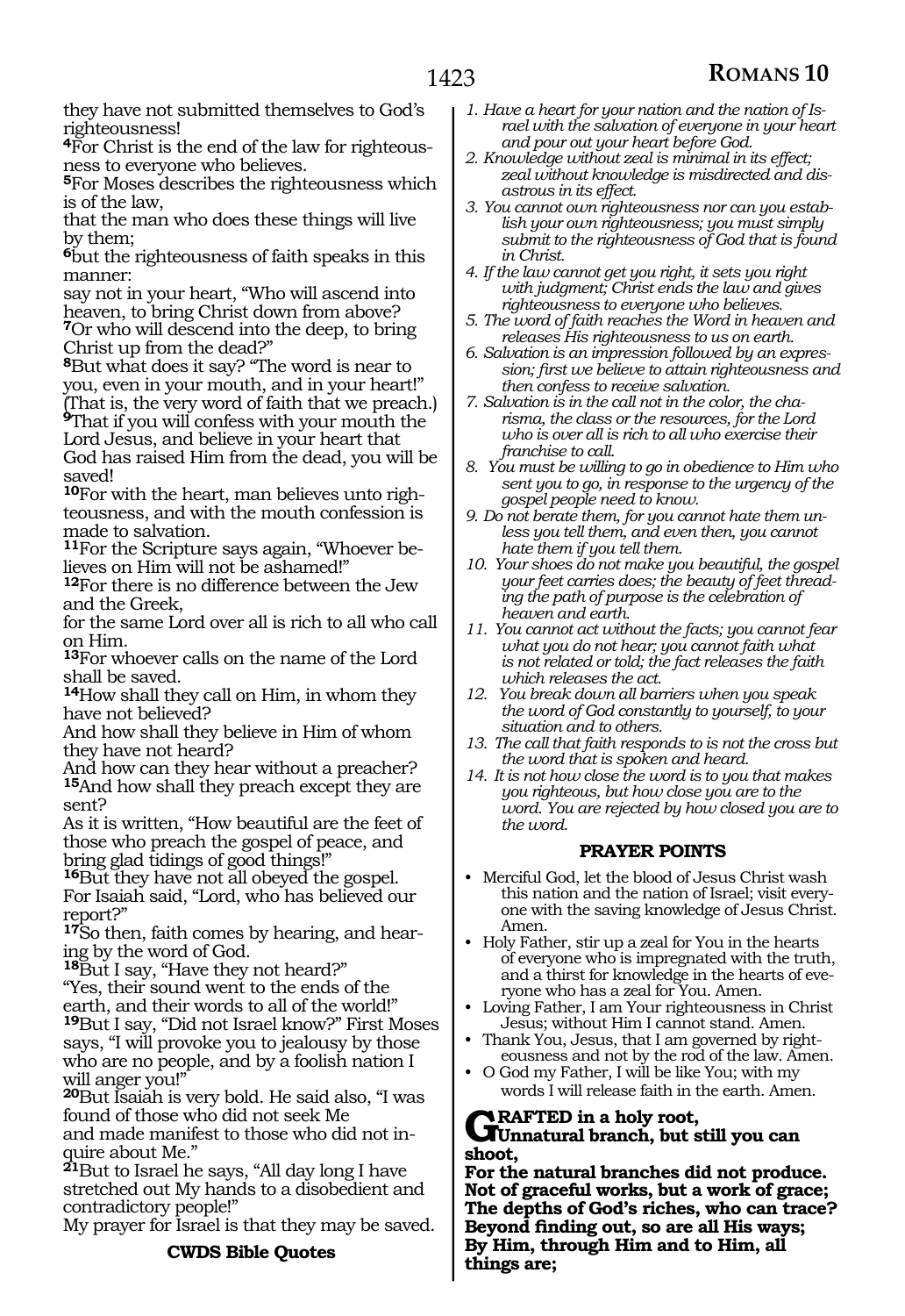they have not submitted themselves to God's righteousness!

**4**For Christ is the end of the law for righteousness to everyone who believes.

**5**For Moses describes the righteousness which is of the law,
that the man who does these things will live by them;

**6**but the righteousness of faith speaks in this manner:
say not in your heart, "Who will ascend into heaven, to bring Christ down from above?

**7**Or who will descend into the deep, to bring Christ up from the dead?"

**8**But what does it say? "The word is near to you, even in your mouth, and in your heart!" (That is, the very word of faith that we preach.)

**9**That if you will confess with your mouth the Lord Jesus, and believe in your heart that God has raised Him from the dead, you will be saved!

**10**For with the heart, man believes unto righteousness, and with the mouth confession is made to salvation.

**11**For the Scripture says again, "Whoever believes on Him will not be ashamed!"

**12**For there is no difference between the Jew and the Greek,
for the same Lord over all is rich to all who call on Him.

**13**For whoever calls on the name of the Lord shall be saved.

**14**How shall they call on Him, in whom they have not believed?
And how shall they believe in Him of whom they have not heard?
And how can they hear without a preacher?

**15**And how shall they preach except they are sent?
As it is written, "How beautiful are the feet of those who preach the gospel of peace, and bring glad tidings of good things!"

**16**But they have not all obeyed the gospel.
For Isaiah said, "Lord, who has believed our report?"

**17**So then, faith comes by hearing, and hearing by the word of God.

**18**But I say, "Have they not heard?"
"Yes, their sound went to the ends of the earth, and their words to all of the world!"

**19**But I say, "Did not Israel know?" First Moses says, "I will provoke you to jealousy by those who are no people, and by a foolish nation I will anger you!"

**20**But Isaiah is very bold. He said also, "I was found of those who did not seek Me
and made manifest to those who did not inquire about Me."

**21**But to Israel he says, "All day long I have stretched out My hands to a disobedient and contradictory people!"
My prayer for Israel is that they may be saved.

**CWDS Bible Quotes**

1. *Have a heart for your nation and the nation of Israel with the salvation of everyone in your heart and pour out your heart before God.*
2. *Knowledge without zeal is minimal in its effect; zeal without knowledge is misdirected and disastrous in its effect.*
3. *You cannot own righteousness nor can you establish your own righteousness; you must simply submit to the righteousness of God that is found in Christ.*
4. *If the law cannot get you right, it sets you right with judgment; Christ ends the law and gives righteousness to everyone who believes.*
5. *The word of faith reaches the Word in heaven and releases His righteousness to us on earth.*
6. *Salvation is an impression followed by an expression; first we believe to attain righteousness and then confess to receive salvation.*
7. *Salvation is in the call not in the color, the charisma, the class or the resources, for the Lord who is over all is rich to all who exercise their franchise to call.*
8. *You must be willing to go in obedience to Him who sent you to go, in response to the urgency of the gospel people need to know.*
9. *Do not berate them, for you cannot hate them unless you tell them, and even then, you cannot hate them if you tell them.*
10. *Your shoes do not make you beautiful, the gospel your feet carries does; the beauty of feet threading the path of purpose is the celebration of heaven and earth.*
11. *You cannot act without the facts; you cannot fear what you do not hear; you cannot faith what is not related or told; the fact releases the faith which releases the act.*
12. *You break down all barriers when you speak the word of God constantly to yourself, to your situation and to others.*
13. *The call that faith responds to is not the cross but the word that is spoken and heard.*
14. *It is not how close the word is to you that makes you righteous, but how close you are to the word. You are rejected by how closed you are to the word.*

**PRAYER POINTS**

- Merciful God, let the blood of Jesus Christ wash this nation and the nation of Israel; visit everyone with the saving knowledge of Jesus Christ. Amen.
- Holy Father, stir up a zeal for You in the hearts of everyone who is impregnated with the truth, and a thirst for knowledge in the hearts of everyone who has a zeal for You. Amen.
- Loving Father, I am Your righteousness in Christ Jesus; without Him I cannot stand. Amen.
- Thank You, Jesus, that I am governed by righteousness and not by the rod of the law. Amen.
- O God my Father, I will be like You; with my words I will release faith in the earth. Amen.

**GRAFTED in a holy root,**
**Unnatural branch, but still you can shoot,**
**For the natural branches did not produce.**
**Not of graceful works, but a work of grace;**
**The depths of God's riches, who can trace?**
**Beyond finding out, so are all His ways;**
**By Him, through Him and to Him, all things are;**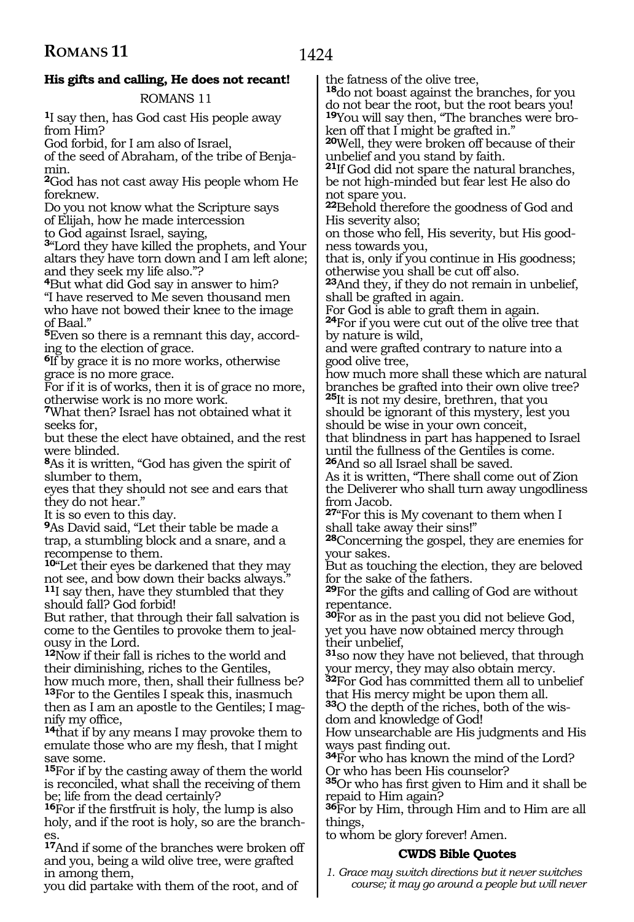### His gifts and calling, He does not recant!

ROMANS 11

**1**I say then, has God cast His people away from Him?
God forbid, for I am also of Israel,
of the seed of Abraham, of the tribe of Benjamin.
**2**God has not cast away His people whom He foreknew.
Do you not know what the Scripture says
of Elijah, how he made intercession
to God against Israel, saying,
**3**"Lord they have killed the prophets, and Your altars they have torn down and I am left alone; and they seek my life also."?
**4**But what did God say in answer to him?
"I have reserved to Me seven thousand men who have not bowed their knee to the image of Baal."
**5**Even so there is a remnant this day, according to the election of grace.
**6**If by grace it is no more works, otherwise grace is no more grace.
For if it is of works, then it is of grace no more, otherwise work is no more work.
**7**What then? Israel has not obtained what it seeks for,
but these the elect have obtained, and the rest were blinded.
**8**As it is written, "God has given the spirit of slumber to them,
eyes that they should not see and ears that they do not hear."
It is so even to this day.
**9**As David said, "Let their table be made a trap, a stumbling block and a snare, and a recompense to them.
**10**"Let their eyes be darkened that they may not see, and bow down their backs always."
**11**I say then, have they stumbled that they should fall? God forbid!
But rather, that through their fall salvation is come to the Gentiles to provoke them to jealousy in the Lord.
**12**Now if their fall is riches to the world and their diminishing, riches to the Gentiles,
how much more, then, shall their fullness be?
**13**For to the Gentiles I speak this, inasmuch then as I am an apostle to the Gentiles; I magnify my office,
**14**that if by any means I may provoke them to emulate those who are my flesh, that I might save some.
**15**For if by the casting away of them the world is reconciled, what shall the receiving of them be; life from the dead certainly?
**16**For if the firstfruit is holy, the lump is also holy, and if the root is holy, so are the branches.
**17**And if some of the branches were broken off and you, being a wild olive tree, were grafted in among them,
you did partake with them of the root, and of the fatness of the olive tree,
**18**do not boast against the branches, for you do not bear the root, but the root bears you!
**19**You will say then, "The branches were broken off that I might be grafted in."
**20**Well, they were broken off because of their unbelief and you stand by faith.
**21**If God did not spare the natural branches, be not high-minded but fear lest He also do not spare you.
**22**Behold therefore the goodness of God and His severity also;
on those who fell, His severity, but His goodness towards you,
that is, only if you continue in His goodness;
otherwise you shall be cut off also.
**23**And they, if they do not remain in unbelief, shall be grafted in again.
For God is able to graft them in again.
**24**For if you were cut out of the olive tree that by nature is wild,
and were grafted contrary to nature into a good olive tree,
how much more shall these which are natural branches be grafted into their own olive tree?
**25**It is not my desire, brethren, that you should be ignorant of this mystery, lest you should be wise in your own conceit,
that blindness in part has happened to Israel until the fullness of the Gentiles is come.
**26**And so all Israel shall be saved.
As it is written, "There shall come out of Zion the Deliverer who shall turn away ungodliness from Jacob.
**27**"For this is My covenant to them when I shall take away their sins!"
**28**Concerning the gospel, they are enemies for your sakes.
But as touching the election, they are beloved for the sake of the fathers.
**29**For the gifts and calling of God are without repentance.
**30**For as in the past you did not believe God, yet you have now obtained mercy through their unbelief,
**31**so now they have not believed, that through your mercy, they may also obtain mercy.
**32**For God has committed them all to unbelief that His mercy might be upon them all.
**33**O the depth of the riches, both of the wisdom and knowledge of God!
How unsearchable are His judgments and His ways past finding out.
**34**For who has known the mind of the Lord?
Or who has been His counselor?
**35**Or who has first given to Him and it shall be repaid to Him again?
**36**For by Him, through Him and to Him are all things,
to whom be glory forever! Amen.

### CWDS Bible Quotes

*1. Grace may switch directions but it never switches course; it may go around a people but will never*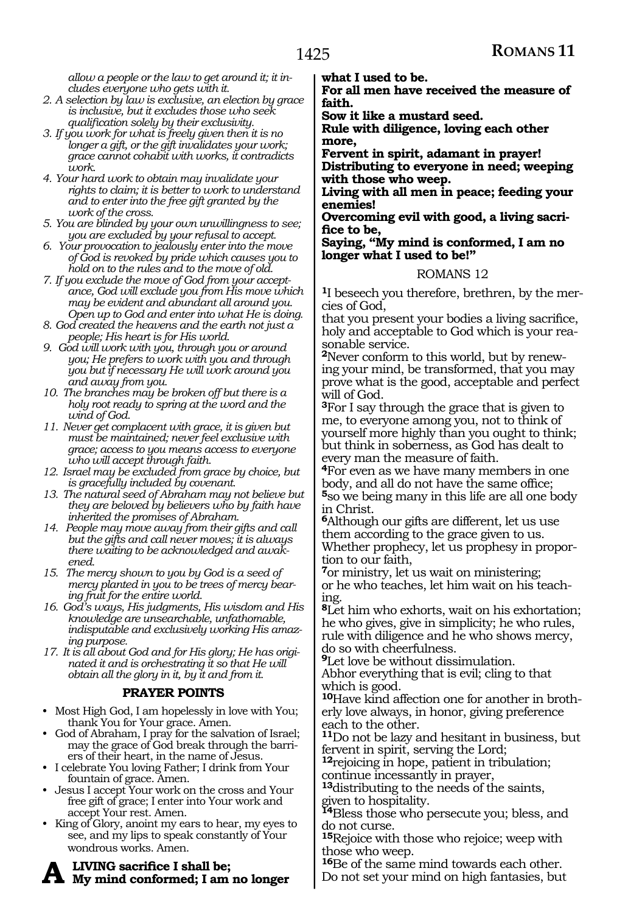*allow a people or the law to get around it; it includes everyone who gets with it.*

2. *A selection by law is exclusive, an election by grace is inclusive, but it excludes those who seek qualification solely by their exclusivity.*
3. *If you work for what is freely given then it is no longer a gift, or the gift invalidates your work; grace cannot cohabit with works, it contradicts work.*
4. *Your hard work to obtain may invalidate your rights to claim; it is better to work to understand and to enter into the free gift granted by the work of the cross.*
5. *You are blinded by your own unwillingness to see; you are excluded by your refusal to accept.*
6. *Your provocation to jealously enter into the move of God is revoked by pride which causes you to hold on to the rules and to the move of old.*
7. *If you exclude the move of God from your acceptance, God will exclude you from His move which may be evident and abundant all around you. Open up to God and enter into what He is doing.*
8. *God created the heavens and the earth not just a people; His heart is for His world.*
9. *God will work with you, through you or around you; He prefers to work with you and through you but if necessary He will work around you and away from you.*
10. *The branches may be broken off but there is a holy root ready to spring at the word and the wind of God.*
11. *Never get complacent with grace, it is given but must be maintained; never feel exclusive with grace; access to you means access to everyone who will accept through faith.*
12. *Israel may be excluded from grace by choice, but is gracefully included by covenant.*
13. *The natural seed of Abraham may not believe but they are beloved by believers who by faith have inherited the promises of Abraham.*
14. *People may move away from their gifts and call but the gifts and call never moves; it is always there waiting to be acknowledged and awakened.*
15. *The mercy shown to you by God is a seed of mercy planted in you to be trees of mercy bearing fruit for the entire world.*
16. *God's ways, His judgments, His wisdom and His knowledge are unsearchable, unfathomable, indisputable and exclusively working His amazing purpose.*
17. *It is all about God and for His glory; He has originated it and is orchestrating it so that He will obtain all the glory in it, by it and from it.*

## PRAYER POINTS

- Most High God, I am hopelessly in love with You; thank You for Your grace. Amen.
- God of Abraham, I pray for the salvation of Israel; may the grace of God break through the barriers of their heart, in the name of Jesus.
- I celebrate You loving Father; I drink from Your fountain of grace. Amen.
- Jesus I accept Your work on the cross and Your free gift of grace; I enter into Your work and accept Your rest. Amen.
- King of Glory, anoint my ears to hear, my eyes to see, and my lips to speak constantly of Your wondrous works. Amen.

**A LIVING sacrifice I shall be;**
**My mind conformed; I am no longer what I used to be.**
**For all men have received the measure of faith.**
**Sow it like a mustard seed.**
**Rule with diligence, loving each other more,**
**Fervent in spirit, adamant in prayer!**
**Distributing to everyone in need; weeping with those who weep.**
**Living with all men in peace; feeding your enemies!**
**Overcoming evil with good, a living sacrifice to be,**
**Saying, "My mind is conformed, I am no longer what I used to be!"**

## ROMANS 12

[1]I beseech you therefore, brethren, by the mercies of God,
that you present your bodies a living sacrifice, holy and acceptable to God which is your reasonable service.
[2]Never conform to this world, but by renewing your mind, be transformed, that you may prove what is the good, acceptable and perfect will of God.
[3]For I say through the grace that is given to me, to everyone among you, not to think of yourself more highly than you ought to think; but think in soberness, as God has dealt to every man the measure of faith.
[4]For even as we have many members in one body, and all do not have the same office;
[5]so we being many in this life are all one body in Christ.
[6]Although our gifts are different, let us use them according to the grace given to us.
Whether prophecy, let us prophesy in proportion to our faith,
[7]or ministry, let us wait on ministering;
or he who teaches, let him wait on his teaching.
[8]Let him who exhorts, wait on his exhortation; he who gives, give in simplicity; he who rules, rule with diligence and he who shows mercy, do so with cheerfulness.
[9]Let love be without dissimulation.
Abhor everything that is evil; cling to that which is good.
[10]Have kind affection one for another in brotherly love always, in honor, giving preference each to the other.
[11]Do not be lazy and hesitant in business, but fervent in spirit, serving the Lord;
[12]rejoicing in hope, patient in tribulation;
continue incessantly in prayer,
[13]distributing to the needs of the saints,
given to hospitality.
[14]Bless those who persecute you; bless, and do not curse.
[15]Rejoice with those who rejoice; weep with those who weep.
[16]Be of the same mind towards each other.
Do not set your mind on high fantasies, but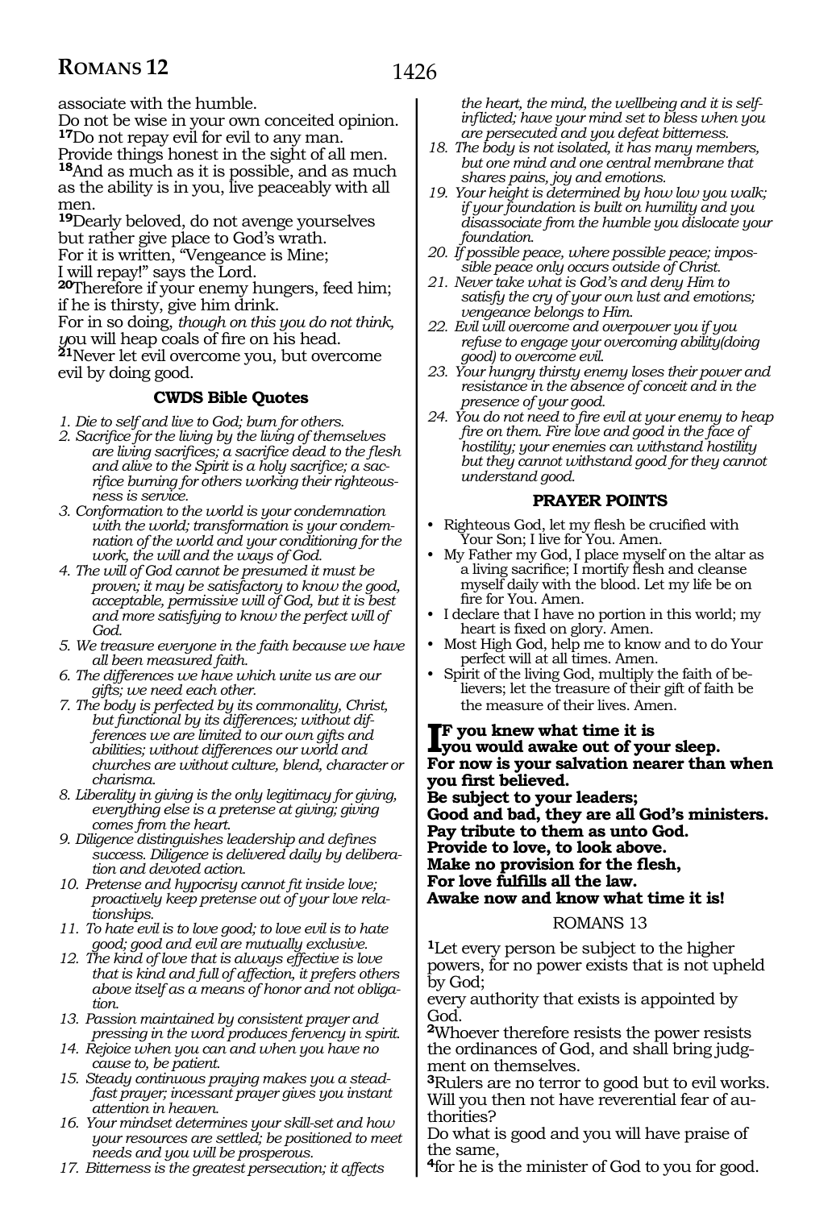associate with the humble.

Do not be wise in your own conceited opinion.

**17**Do not repay evil for evil to any man.

Provide things honest in the sight of all men.

**18**And as much as it is possible, and as much as the ability is in you, live peaceably with all men.

**19**Dearly beloved, do not avenge yourselves but rather give place to God's wrath.

For it is written, "Vengeance is Mine;

I will repay!" says the Lord.

**20**Therefore if your enemy hungers, feed him; if he is thirsty, give him drink.

For in so doing, *though on this you do not think, y*ou will heap coals of fire on his head.

**21**Never let evil overcome you, but overcome evil by doing good.

### CWDS Bible Quotes

1. *Die to self and live to God; burn for others.*
2. *Sacrifice for the living by the living of themselves are living sacrifices; a sacrifice dead to the flesh and alive to the Spirit is a holy sacrifice; a sacrifice burning for others working their righteousness is service.*
3. *Conformation to the world is your condemnation with the world; transformation is your condemnation of the world and your conditioning for the work, the will and the ways of God.*
4. *The will of God cannot be presumed it must be proven; it may be satisfactory to know the good, acceptable, permissive will of God, but it is best and more satisfying to know the perfect will of God.*
5. *We treasure everyone in the faith because we have all been measured faith.*
6. *The differences we have which unite us are our gifts; we need each other.*
7. *The body is perfected by its commonality, Christ, but functional by its differences; without differences we are limited to our own gifts and abilities; without differences our world and churches are without culture, blend, character or charisma.*
8. *Liberality in giving is the only legitimacy for giving, everything else is a pretense at giving; giving comes from the heart.*
9. *Diligence distinguishes leadership and defines success. Diligence is delivered daily by deliberation and devoted action.*
10. *Pretense and hypocrisy cannot fit inside love; proactively keep pretense out of your love relationships.*
11. *To hate evil is to love good; to love evil is to hate good; good and evil are mutually exclusive.*
12. *The kind of love that is always effective is love that is kind and full of affection, it prefers others above itself as a means of honor and not obligation.*
13. *Passion maintained by consistent prayer and pressing in the word produces fervency in spirit.*
14. *Rejoice when you can and when you have no cause to, be patient.*
15. *Steady continuous praying makes you a steadfast prayer; incessant prayer gives you instant attention in heaven.*
16. *Your mindset determines your skill-set and how your resources are settled; be positioned to meet needs and you will be prosperous.*
17. *Bitterness is the greatest persecution; it affects the heart, the mind, the wellbeing and it is self-inflicted; have your mind set to bless when you are persecuted and you defeat bitterness.*
18. *The body is not isolated, it has many members, but one mind and one central membrane that shares pains, joy and emotions.*
19. *Your height is determined by how low you walk; if your foundation is built on humility and you disassociate from the humble you dislocate your foundation.*
20. *If possible peace, where possible peace; impossible peace only occurs outside of Christ.*
21. *Never take what is God's and deny Him to satisfy the cry of your own lust and emotions; vengeance belongs to Him.*
22. *Evil will overcome and overpower you if you refuse to engage your overcoming ability(doing good) to overcome evil.*
23. *Your hungry thirsty enemy loses their power and resistance in the absence of conceit and in the presence of your good.*
24. *You do not need to fire evil at your enemy to heap fire on them. Fire love and good in the face of hostility; your enemies can withstand hostility but they cannot withstand good for they cannot understand good.*

### PRAYER POINTS

- Righteous God, let my flesh be crucified with Your Son; I live for You. Amen.
- My Father my God, I place myself on the altar as a living sacrifice; I mortify flesh and cleanse myself daily with the blood. Let my life be on fire for You. Amen.
- I declare that I have no portion in this world; my heart is fixed on glory. Amen.
- Most High God, help me to know and to do Your perfect will at all times. Amen.
- Spirit of the living God, multiply the faith of believers; let the treasure of their gift of faith be the measure of their lives. Amen.

**If you knew what time it is**
**you would awake out of your sleep.**
**For now is your salvation nearer than when you first believed.**
**Be subject to your leaders;**
**Good and bad, they are all God's ministers.**
**Pay tribute to them as unto God.**
**Provide to love, to look above.**
**Make no provision for the flesh,**
**For love fulfills all the law.**
**Awake now and know what time it is!**

## ROMANS 13

**1**Let every person be subject to the higher powers, for no power exists that is not upheld by God;

every authority that exists is appointed by God.

**2**Whoever therefore resists the power resists the ordinances of God, and shall bring judgment on themselves.

**3**Rulers are no terror to good but to evil works. Will you then not have reverential fear of authorities?

Do what is good and you will have praise of the same,

**4**for he is the minister of God to you for good.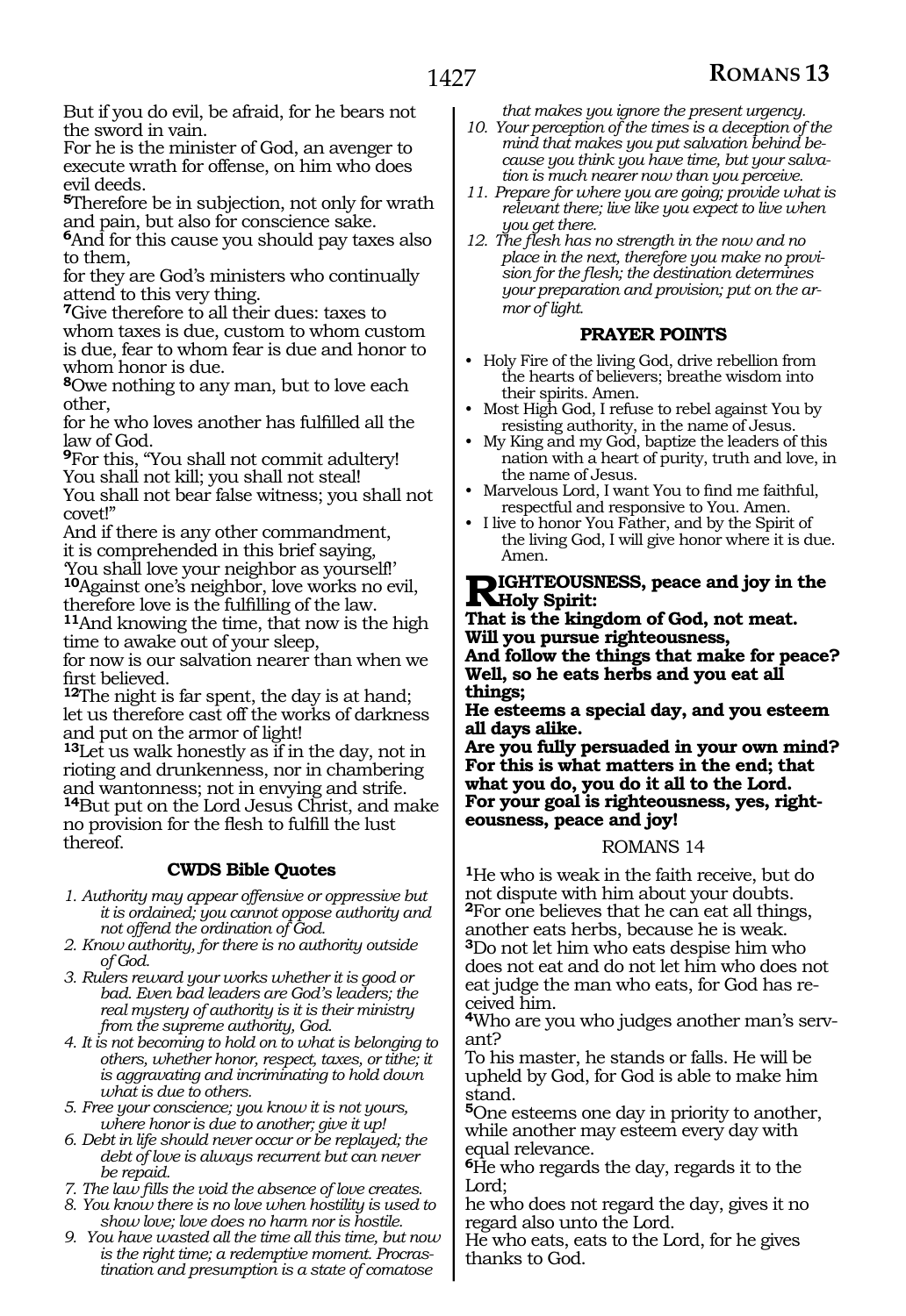But if you do evil, be afraid, for he bears not the sword in vain.
For he is the minister of God, an avenger to execute wrath for offense, on him who does evil deeds.
[5]Therefore be in subjection, not only for wrath and pain, but also for conscience sake.
[6]And for this cause you should pay taxes also to them,
for they are God's ministers who continually attend to this very thing.
[7]Give therefore to all their dues: taxes to whom taxes is due, custom to whom custom is due, fear to whom fear is due and honor to whom honor is due.
[8]Owe nothing to any man, but to love each other,
for he who loves another has fulfilled all the law of God.
[9]For this, "You shall not commit adultery! You shall not kill; you shall not steal!
You shall not bear false witness; you shall not covet!"
And if there is any other commandment,
it is comprehended in this brief saying,
'You shall love your neighbor as yourself!'
[10]Against one's neighbor, love works no evil, therefore love is the fulfilling of the law.
[11]And knowing the time, that now is the high time to awake out of your sleep,
for now is our salvation nearer than when we first believed.
[12]The night is far spent, the day is at hand; let us therefore cast off the works of darkness and put on the armor of light!
[13]Let us walk honestly as if in the day, not in rioting and drunkenness, nor in chambering and wantonness; not in envying and strife.
[14]But put on the Lord Jesus Christ, and make no provision for the flesh to fulfill the lust thereof.

### CWDS Bible Quotes

1. *Authority may appear offensive or oppressive but it is ordained; you cannot oppose authority and not offend the ordination of God.*
2. *Know authority, for there is no authority outside of God.*
3. *Rulers reward your works whether it is good or bad. Even bad leaders are God's leaders; the real mystery of authority is it is their ministry from the supreme authority, God.*
4. *It is not becoming to hold on to what is belonging to others, whether honor, respect, taxes, or tithe; it is aggravating and incriminating to hold down what is due to others.*
5. *Free your conscience; you know it is not yours, where honor is due to another; give it up!*
6. *Debt in life should never occur or be replayed; the debt of love is always recurrent but can never be repaid.*
7. *The law fills the void the absence of love creates.*
8. *You know there is no love when hostility is used to show love; love does no harm nor is hostile.*
9. *You have wasted all the time all this time, but now is the right time; a redemptive moment. Procrastination and presumption is a state of comatose that makes you ignore the present urgency.*
10. *Your perception of the times is a deception of the mind that makes you put salvation behind because you think you have time, but your salvation is much nearer now than you perceive.*
11. *Prepare for where you are going; provide what is relevant there; live like you expect to live when you get there.*
12. *The flesh has no strength in the now and no place in the next, therefore you make no provision for the flesh; the destination determines your preparation and provision; put on the armor of light.*

### PRAYER POINTS

- Holy Fire of the living God, drive rebellion from the hearts of believers; breathe wisdom into their spirits. Amen.
- Most High God, I refuse to rebel against You by resisting authority, in the name of Jesus.
- My King and my God, baptize the leaders of this nation with a heart of purity, truth and love, in the name of Jesus.
- Marvelous Lord, I want You to find me faithful, respectful and responsive to You. Amen.
- I live to honor You Father, and by the Spirit of the living God, I will give honor where it is due. Amen.

**RIGHTEOUSNESS, peace and joy in the Holy Spirit:**
**That is the kingdom of God, not meat.**
**Will you pursue righteousness,**
**And follow the things that make for peace?**
**Well, so he eats herbs and you eat all things;**
**He esteems a special day, and you esteem all days alike.**
**Are you fully persuaded in your own mind?**
**For this is what matters in the end; that what you do, you do it all to the Lord.**
**For your goal is righteousness, yes, righteousness, peace and joy!**

## ROMANS 14

[1]He who is weak in the faith receive, but do not dispute with him about your doubts.
[2]For one believes that he can eat all things, another eats herbs, because he is weak.
[3]Do not let him who eats despise him who does not eat and do not let him who does not eat judge the man who eats, for God has received him.
[4]Who are you who judges another man's servant?
To his master, he stands or falls. He will be upheld by God, for God is able to make him stand.
[5]One esteems one day in priority to another, while another may esteem every day with equal relevance.
[6]He who regards the day, regards it to the Lord;
he who does not regard the day, gives it no regard also unto the Lord.
He who eats, eats to the Lord, for he gives thanks to God.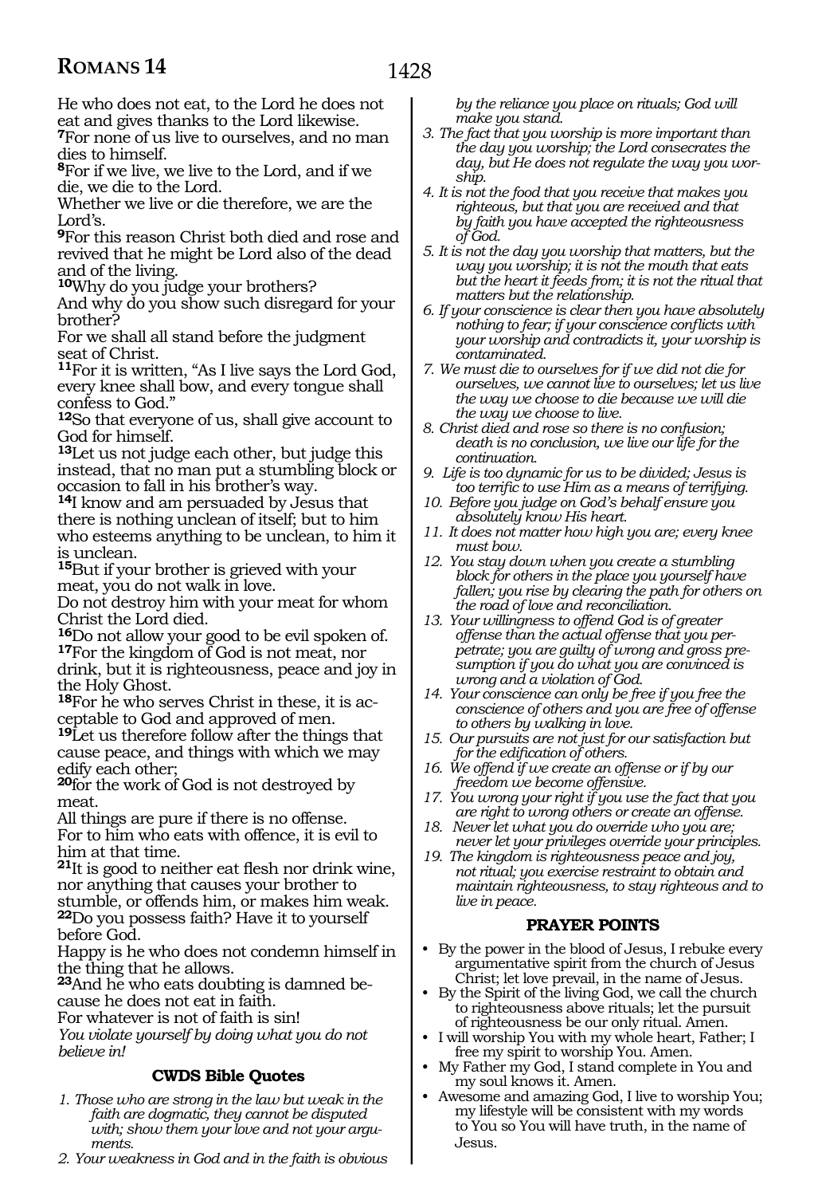He who does not eat, to the Lord he does not eat and gives thanks to the Lord likewise.
**7**For none of us live to ourselves, and no man dies to himself.
**8**For if we live, we live to the Lord, and if we die, we die to the Lord.
Whether we live or die therefore, we are the Lord's.
**9**For this reason Christ both died and rose and revived that he might be Lord also of the dead and of the living.
**10**Why do you judge your brothers?
And why do you show such disregard for your brother?
For we shall all stand before the judgment seat of Christ.
**11**For it is written, "As I live says the Lord God, every knee shall bow, and every tongue shall confess to God."
**12**So that everyone of us, shall give account to God for himself.
**13**Let us not judge each other, but judge this instead, that no man put a stumbling block or occasion to fall in his brother's way.
**14**I know and am persuaded by Jesus that there is nothing unclean of itself; but to him who esteems anything to be unclean, to him it is unclean.
**15**But if your brother is grieved with your meat, you do not walk in love.
Do not destroy him with your meat for whom Christ the Lord died.
**16**Do not allow your good to be evil spoken of.
**17**For the kingdom of God is not meat, nor drink, but it is righteousness, peace and joy in the Holy Ghost.
**18**For he who serves Christ in these, it is acceptable to God and approved of men.
**19**Let us therefore follow after the things that cause peace, and things with which we may edify each other;
**20**for the work of God is not destroyed by meat.
All things are pure if there is no offense.
For to him who eats with offence, it is evil to him at that time.
**21**It is good to neither eat flesh nor drink wine, nor anything that causes your brother to stumble, or offends him, or makes him weak.
**22**Do you possess faith? Have it to yourself before God.
Happy is he who does not condemn himself in the thing that he allows.
**23**And he who eats doubting is damned because he does not eat in faith.
For whatever is not of faith is sin!
*You violate yourself by doing what you do not believe in!*

### CWDS Bible Quotes

1. *Those who are strong in the law but weak in the faith are dogmatic, they cannot be disputed with; show them your love and not your arguments.*
2. *Your weakness in God and in the faith is obvious by the reliance you place on rituals; God will make you stand.*
3. *The fact that you worship is more important than the day you worship; the Lord consecrates the day, but He does not regulate the way you worship.*
4. *It is not the food that you receive that makes you righteous, but that you are received and that by faith you have accepted the righteousness of God.*
5. *It is not the day you worship that matters, but the way you worship; it is not the mouth that eats but the heart it feeds from; it is not the ritual that matters but the relationship.*
6. *If your conscience is clear then you have absolutely nothing to fear; if your conscience conflicts with your worship and contradicts it, your worship is contaminated.*
7. *We must die to ourselves for if we did not die for ourselves, we cannot live to ourselves; let us live the way we choose to die because we will die the way we choose to live.*
8. *Christ died and rose so there is no confusion; death is no conclusion, we live our life for the continuation.*
9. *Life is too dynamic for us to be divided; Jesus is too terrific to use Him as a means of terrifying.*
10. *Before you judge on God's behalf ensure you absolutely know His heart.*
11. *It does not matter how high you are; every knee must bow.*
12. *You stay down when you create a stumbling block for others in the place you yourself have fallen; you rise by clearing the path for others on the road of love and reconciliation.*
13. *Your willingness to offend God is of greater offense than the actual offense that you perpetrate; you are guilty of wrong and gross presumption if you do what you are convinced is wrong and a violation of God.*
14. *Your conscience can only be free if you free the conscience of others and you are free of offense to others by walking in love.*
15. *Our pursuits are not just for our satisfaction but for the edification of others.*
16. *We offend if we create an offense or if by our freedom we become offensive.*
17. *You wrong your right if you use the fact that you are right to wrong others or create an offense.*
18. *Never let what you do override who you are; never let your privileges override your principles.*
19. *The kingdom is righteousness peace and joy, not ritual; you exercise restraint to obtain and maintain righteousness, to stay righteous and to live in peace.*

### PRAYER POINTS

- By the power in the blood of Jesus, I rebuke every argumentative spirit from the church of Jesus Christ; let love prevail, in the name of Jesus.
- By the Spirit of the living God, we call the church to righteousness above rituals; let the pursuit of righteousness be our only ritual. Amen.
- I will worship You with my whole heart, Father; I free my spirit to worship You. Amen.
- My Father my God, I stand complete in You and my soul knows it. Amen.
- Awesome and amazing God, I live to worship You; my lifestyle will be consistent with my words to You so You will have truth, in the name of Jesus.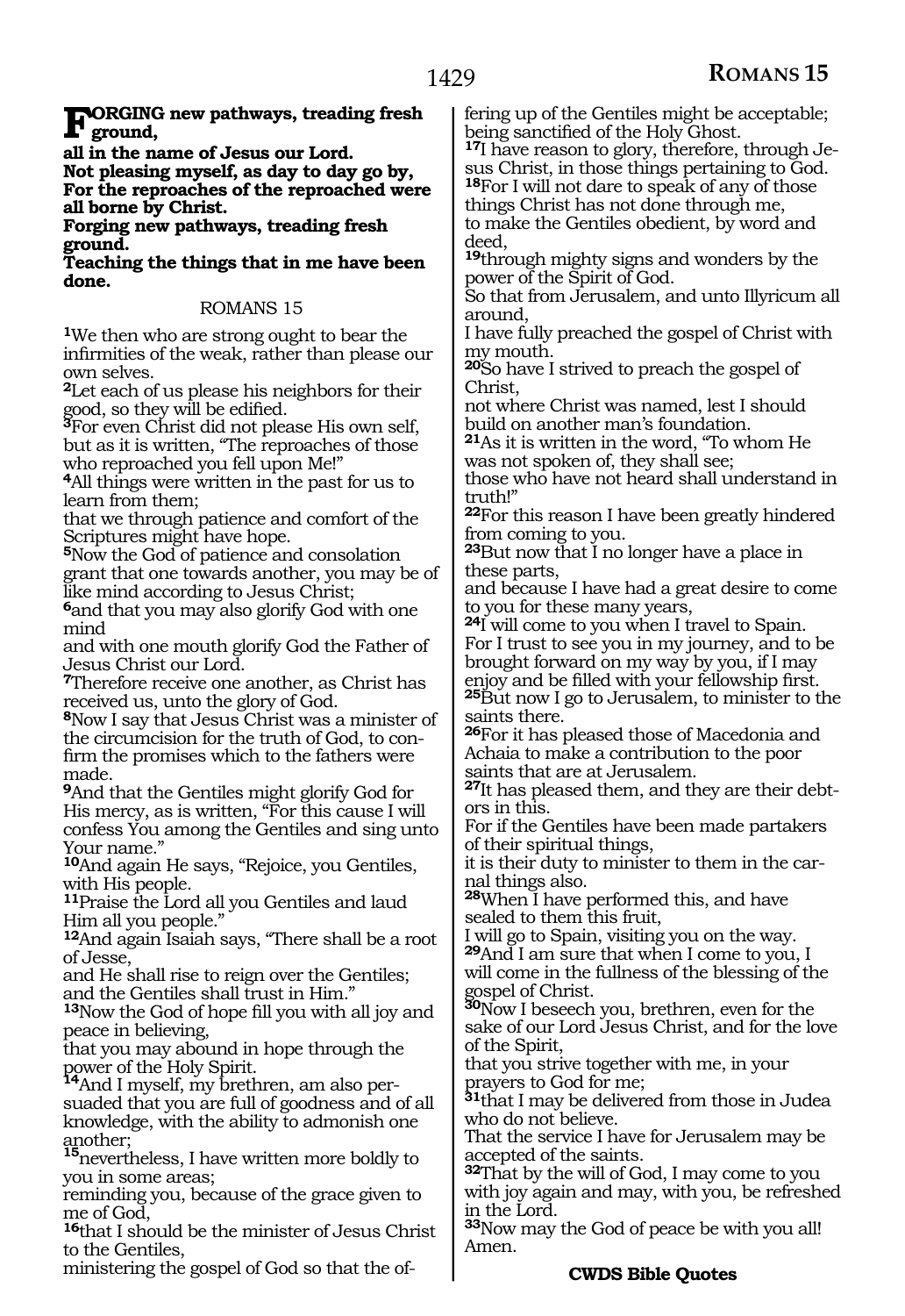**FORGING new pathways, treading fresh ground,**
**all in the name of Jesus our Lord.**
**Not pleasing myself, as day to day go by,**
**For the reproaches of the reproached were all borne by Christ.**
**Forging new pathways, treading fresh ground.**
**Teaching the things that in me have been done.**

ROMANS 15

**1**We then who are strong ought to bear the infirmities of the weak, rather than please our own selves.
**2**Let each of us please his neighbors for their good, so they will be edified.
**3**For even Christ did not please His own self, but as it is written, "The reproaches of those who reproached you fell upon Me!"
**4**All things were written in the past for us to learn from them;
that we through patience and comfort of the Scriptures might have hope.
**5**Now the God of patience and consolation grant that one towards another, you may be of like mind according to Jesus Christ;
**6**and that you may also glorify God with one mind
and with one mouth glorify God the Father of Jesus Christ our Lord.
**7**Therefore receive one another, as Christ has received us, unto the glory of God.
**8**Now I say that Jesus Christ was a minister of the circumcision for the truth of God, to confirm the promises which to the fathers were made.
**9**And that the Gentiles might glorify God for His mercy, as is written, "For this cause I will confess You among the Gentiles and sing unto Your name."
**10**And again He says, "Rejoice, you Gentiles, with His people.
**11**Praise the Lord all you Gentiles and laud Him all you people."
**12**And again Isaiah says, "There shall be a root of Jesse,
and He shall rise to reign over the Gentiles; and the Gentiles shall trust in Him."
**13**Now the God of hope fill you with all joy and peace in believing,
that you may abound in hope through the power of the Holy Spirit.
**14**And I myself, my brethren, am also persuaded that you are full of goodness and of all knowledge, with the ability to admonish one another;
**15**nevertheless, I have written more boldly to you in some areas;
reminding you, because of the grace given to me of God,
**16**that I should be the minister of Jesus Christ to the Gentiles,
ministering the gospel of God so that the offering up of the Gentiles might be acceptable; being sanctified of the Holy Ghost.
**17**I have reason to glory, therefore, through Jesus Christ, in those things pertaining to God.
**18**For I will not dare to speak of any of those things Christ has not done through me,
to make the Gentiles obedient, by word and deed,
**19**through mighty signs and wonders by the power of the Spirit of God.
So that from Jerusalem, and unto Illyricum all around,
I have fully preached the gospel of Christ with my mouth.
**20**So have I strived to preach the gospel of Christ,
not where Christ was named, lest I should build on another man's foundation.
**21**As it is written in the word, "To whom He was not spoken of, they shall see;
those who have not heard shall understand in truth!"
**22**For this reason I have been greatly hindered from coming to you.
**23**But now that I no longer have a place in these parts,
and because I have had a great desire to come to you for these many years,
**24**I will come to you when I travel to Spain.
For I trust to see you in my journey, and to be brought forward on my way by you, if I may enjoy and be filled with your fellowship first.
**25**But now I go to Jerusalem, to minister to the saints there.
**26**For it has pleased those of Macedonia and Achaia to make a contribution to the poor saints that are at Jerusalem.
**27**It has pleased them, and they are their debtors in this.
For if the Gentiles have been made partakers of their spiritual things,
it is their duty to minister to them in the carnal things also.
**28**When I have performed this, and have sealed to them this fruit,
I will go to Spain, visiting you on the way.
**29**And I am sure that when I come to you, I will come in the fullness of the blessing of the gospel of Christ.
**30**Now I beseech you, brethren, even for the sake of our Lord Jesus Christ, and for the love of the Spirit,
that you strive together with me, in your prayers to God for me;
**31**that I may be delivered from those in Judea who do not believe.
That the service I have for Jerusalem may be accepted of the saints.
**32**That by the will of God, I may come to you with joy again and may, with you, be refreshed in the Lord.
**33**Now may the God of peace be with you all! Amen.

**CWDS Bible Quotes**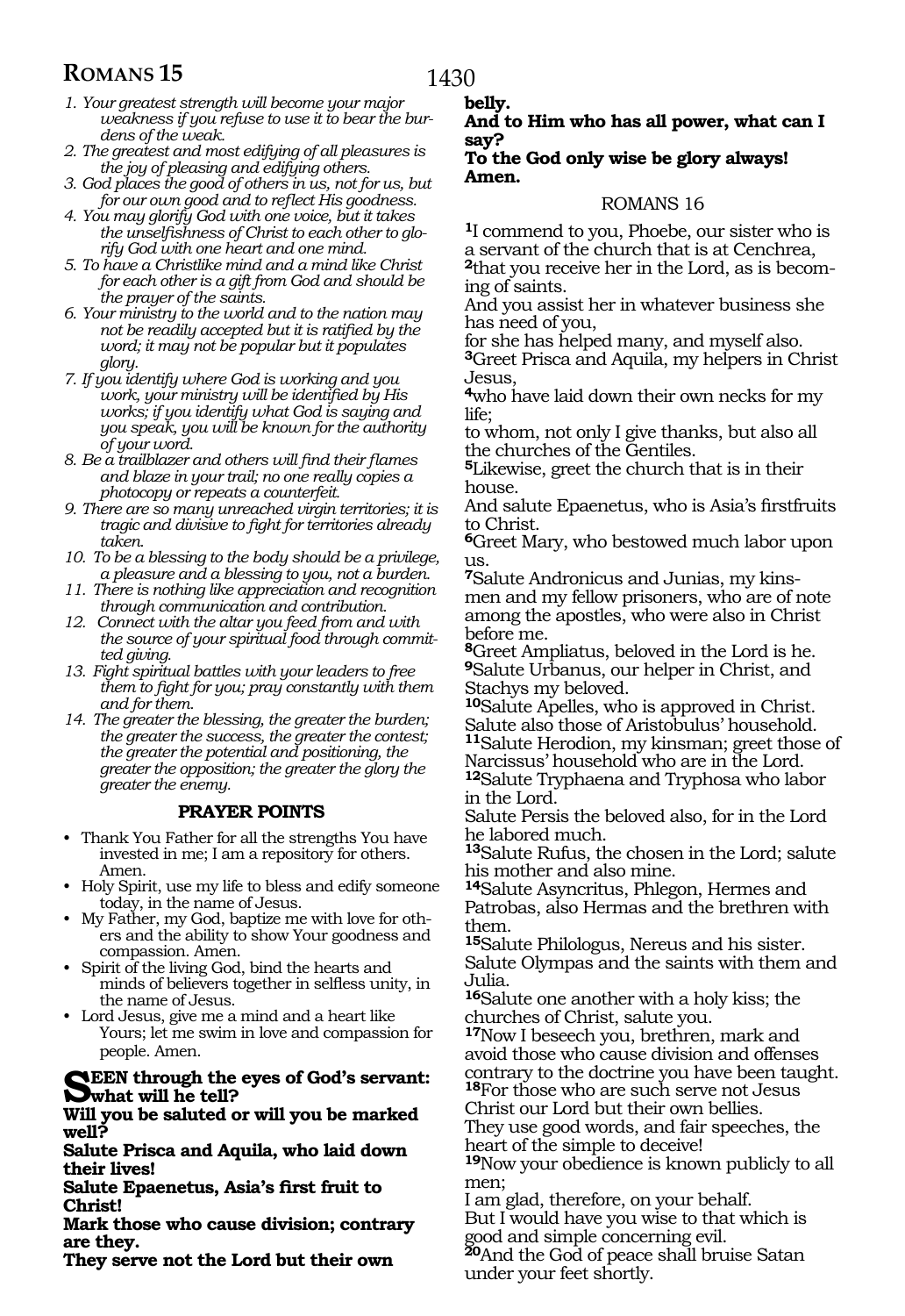1. *Your greatest strength will become your major weakness if you refuse to use it to bear the burdens of the weak.*
2. *The greatest and most edifying of all pleasures is the joy of pleasing and edifying others.*
3. *God places the good of others in us, not for us, but for our own good and to reflect His goodness.*
4. *You may glorify God with one voice, but it takes the unselfishness of Christ to each other to glorify God with one heart and one mind.*
5. *To have a Christlike mind and a mind like Christ for each other is a gift from God and should be the prayer of the saints.*
6. *Your ministry to the world and to the nation may not be readily accepted but it is ratified by the word; it may not be popular but it populates glory.*
7. *If you identify where God is working and you work, your ministry will be identified by His works; if you identify what God is saying and you speak, you will be known for the authority of your word.*
8. *Be a trailblazer and others will find their flames and blaze in your trail; no one really copies a photocopy or repeats a counterfeit.*
9. *There are so many unreached virgin territories; it is tragic and divisive to fight for territories already taken.*
10. *To be a blessing to the body should be a privilege, a pleasure and a blessing to you, not a burden.*
11. *There is nothing like appreciation and recognition through communication and contribution.*
12. *Connect with the altar you feed from and with the source of your spiritual food through committed giving.*
13. *Fight spiritual battles with your leaders to free them to fight for you; pray constantly with them and for them.*
14. *The greater the blessing, the greater the burden; the greater the success, the greater the contest; the greater the potential and positioning, the greater the opposition; the greater the glory the greater the enemy.*

### PRAYER POINTS

- Thank You Father for all the strengths You have invested in me; I am a repository for others. Amen.
- Holy Spirit, use my life to bless and edify someone today, in the name of Jesus.
- My Father, my God, baptize me with love for others and the ability to show Your goodness and compassion. Amen.
- Spirit of the living God, bind the hearts and minds of believers together in selfless unity, in the name of Jesus.
- Lord Jesus, give me a mind and a heart like Yours; let me swim in love and compassion for people. Amen.

**SEEN through the eyes of God's servant: what will he tell?**
**Will you be saluted or will you be marked well?**
**Salute Prisca and Aquila, who laid down their lives!**
**Salute Epaenetus, Asia's first fruit to Christ!**
**Mark those who cause division; contrary are they.**
**They serve not the Lord but their own belly.**
**And to Him who has all power, what can I say?**
**To the God only wise be glory always! Amen.**

## ROMANS 16

**1**I commend to you, Phoebe, our sister who is a servant of the church that is at Cenchrea,
**2**that you receive her in the Lord, as is becoming of saints.
And you assist her in whatever business she has need of you,
for she has helped many, and myself also.
**3**Greet Prisca and Aquila, my helpers in Christ Jesus,
**4**who have laid down their own necks for my life;
to whom, not only I give thanks, but also all the churches of the Gentiles.
**5**Likewise, greet the church that is in their house.
And salute Epaenetus, who is Asia's firstfruits to Christ.
**6**Greet Mary, who bestowed much labor upon us.
**7**Salute Andronicus and Junias, my kinsmen and my fellow prisoners, who are of note among the apostles, who were also in Christ before me.
**8**Greet Ampliatus, beloved in the Lord is he.
**9**Salute Urbanus, our helper in Christ, and Stachys my beloved.
**10**Salute Apelles, who is approved in Christ.
Salute also those of Aristobulus' household.
**11**Salute Herodion, my kinsman; greet those of Narcissus' household who are in the Lord.
**12**Salute Tryphaena and Tryphosa who labor in the Lord.
Salute Persis the beloved also, for in the Lord he labored much.
**13**Salute Rufus, the chosen in the Lord; salute his mother and also mine.
**14**Salute Asyncritus, Phlegon, Hermes and Patrobas, also Hermas and the brethren with them.
**15**Salute Philologus, Nereus and his sister.
Salute Olympas and the saints with them and Julia.
**16**Salute one another with a holy kiss; the churches of Christ, salute you.
**17**Now I beseech you, brethren, mark and avoid those who cause division and offenses contrary to the doctrine you have been taught.
**18**For those who are such serve not Jesus Christ our Lord but their own bellies.
They use good words, and fair speeches, the heart of the simple to deceive!
**19**Now your obedience is known publicly to all men;
I am glad, therefore, on your behalf.
But I would have you wise to that which is good and simple concerning evil.
**20**And the God of peace shall bruise Satan under your feet shortly.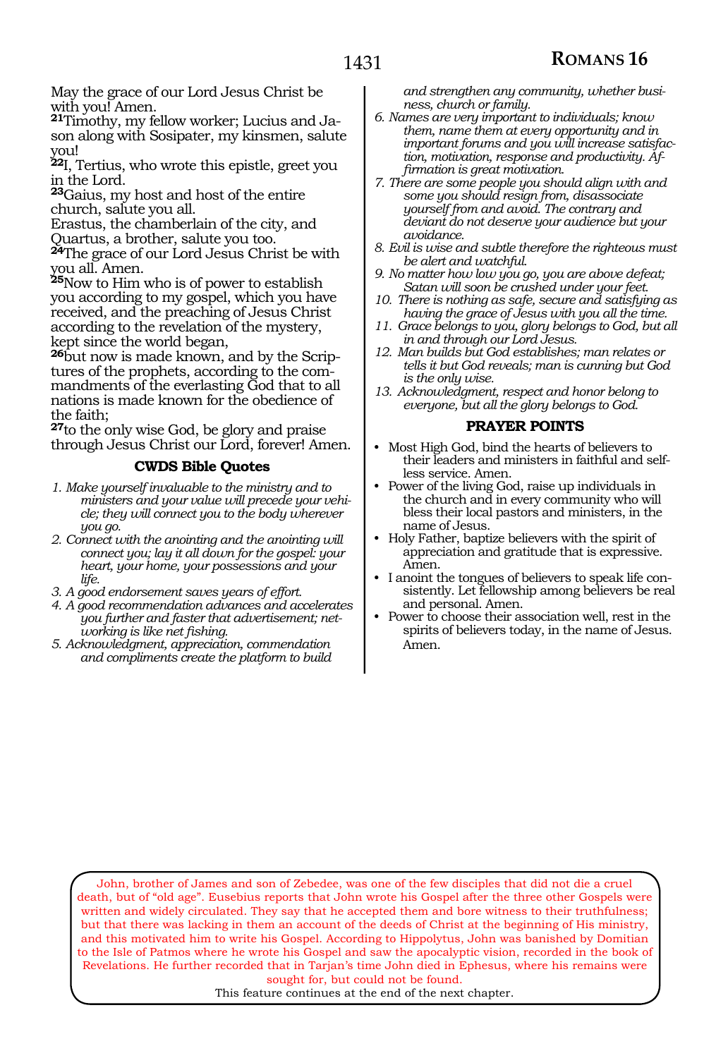May the grace of our Lord Jesus Christ be with you! Amen.

**21**Timothy, my fellow worker; Lucius and Jason along with Sosipater, my kinsmen, salute you!

**22**I, Tertius, who wrote this epistle, greet you in the Lord.

**23**Gaius, my host and host of the entire church, salute you all.

Erastus, the chamberlain of the city, and Quartus, a brother, salute you too.

**24**The grace of our Lord Jesus Christ be with you all. Amen.

**25**Now to Him who is of power to establish you according to my gospel, which you have received, and the preaching of Jesus Christ according to the revelation of the mystery, kept since the world began,

**26**but now is made known, and by the Scriptures of the prophets, according to the commandments of the everlasting God that to all nations is made known for the obedience of the faith;

**27**to the only wise God, be glory and praise through Jesus Christ our Lord, forever! Amen.

### CWDS Bible Quotes

1. *Make yourself invaluable to the ministry and to ministers and your value will precede your vehicle; they will connect you to the body wherever you go.*
2. *Connect with the anointing and the anointing will connect you; lay it all down for the gospel: your heart, your home, your possessions and your life.*
3. *A good endorsement saves years of effort.*
4. *A good recommendation advances and accelerates you further and faster that advertisement; networking is like net fishing.*
5. *Acknowledgment, appreciation, commendation and compliments create the platform to build and strengthen any community, whether business, church or family.*
6. *Names are very important to individuals; know them, name them at every opportunity and in important forums and you will increase satisfaction, motivation, response and productivity. Affirmation is great motivation.*
7. *There are some people you should align with and some you should resign from, disassociate yourself from and avoid. The contrary and deviant do not deserve your audience but your avoidance.*
8. *Evil is wise and subtle therefore the righteous must be alert and watchful.*
9. *No matter how low you go, you are above defeat; Satan will soon be crushed under your feet.*
10. *There is nothing as safe, secure and satisfying as having the grace of Jesus with you all the time.*
11. *Grace belongs to you, glory belongs to God, but all in and through our Lord Jesus.*
12. *Man builds but God establishes; man relates or tells it but God reveals; man is cunning but God is the only wise.*
13. *Acknowledgment, respect and honor belong to everyone, but all the glory belongs to God.*

### PRAYER POINTS

- Most High God, bind the hearts of believers to their leaders and ministers in faithful and selfless service. Amen.
- Power of the living God, raise up individuals in the church and in every community who will bless their local pastors and ministers, in the name of Jesus.
- Holy Father, baptize believers with the spirit of appreciation and gratitude that is expressive. Amen.
- I anoint the tongues of believers to speak life consistently. Let fellowship among believers be real and personal. Amen.
- Power to choose their association well, rest in the spirits of believers today, in the name of Jesus. Amen.

John, brother of James and son of Zebedee, was one of the few disciples that did not die a cruel death, but of "old age". Eusebius reports that John wrote his Gospel after the three other Gospels were written and widely circulated. They say that he accepted them and bore witness to their truthfulness; but that there was lacking in them an account of the deeds of Christ at the beginning of His ministry, and this motivated him to write his Gospel. According to Hippolytus, John was banished by Domitian to the Isle of Patmos where he wrote his Gospel and saw the apocalyptic vision, recorded in the book of Revelations. He further recorded that in Tarjan's time John died in Ephesus, where his remains were sought for, but could not be found.

This feature continues at the end of the next chapter.